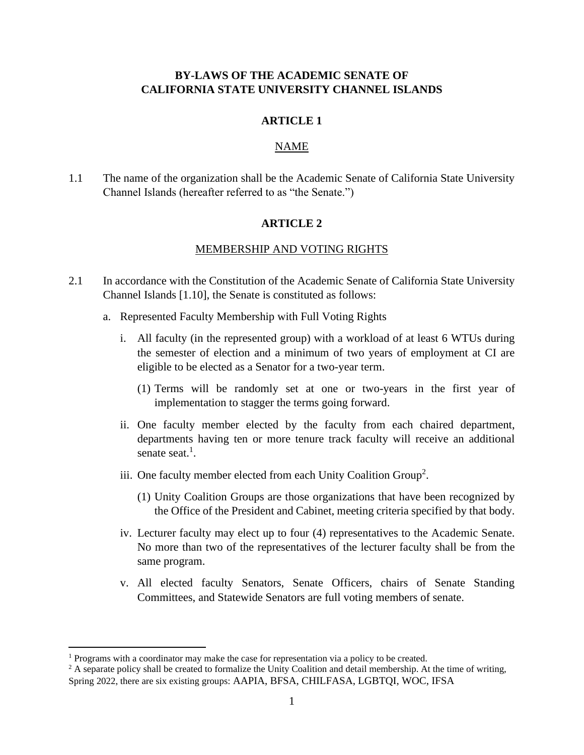# BY-LAWS OF THE ACADEMIC SENATE OF CALIFORNIA STATE UNIVERSITY CHANNEL ISLANDS

## ARTICLE 1

### NAME

1.1 The name of the organization shall be the Academic Senate of California State University Channel Islands (hereafter referred to as "the Senate.")

## ARTICLE 2

### MEMBERSHIP AND VOTING RIGHTS

2.1 In accordance with the Constitution of the Academic Senate of California State University Channel Islands [1.10], the Senate is constituted as follows:

a. Represented Faculty Membership with Full Voting Rights

   i. All faculty (in the represented group) with a workload of at least 6 WTUs during the semester of election and a minimum of two years of employment at CI are eligible to be elected as a Senator for a two-year term.

      (1) Terms will be randomly set at one or two-years in the first year of implementation to stagger the terms going forward.

   ii. One faculty member elected by the faculty from each chaired department, departments having ten or more tenure track faculty will receive an additional senate seat.[1].

   iii. One faculty member elected from each Unity Coalition Group[2].

      (1) Unity Coalition Groups are those organizations that have been recognized by the Office of the President and Cabinet, meeting criteria specified by that body.

   iv. Lecturer faculty may elect up to four (4) representatives to the Academic Senate. No more than two of the representatives of the lecturer faculty shall be from the same program.

   v. All elected faculty Senators, Senate Officers, chairs of Senate Standing Committees, and Statewide Senators are full voting members of senate.

---

[1] Programs with a coordinator may make the case for representation via a policy to be created.

[2] A separate policy shall be created to formalize the Unity Coalition and detail membership. At the time of writing, Spring 2022, there are six existing groups: AAPIA, BFSA, CHILFASA, LGBTQI, WOC, IFSA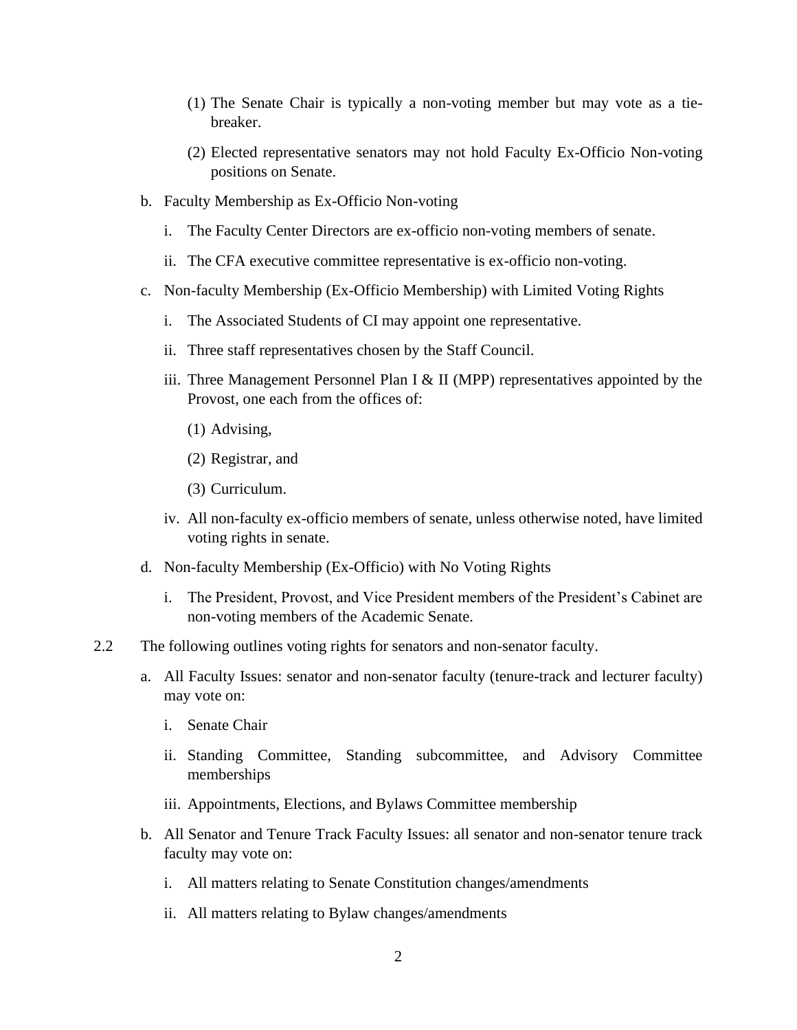(1) The Senate Chair is typically a non-voting member but may vote as a tie-breaker.

(2) Elected representative senators may not hold Faculty Ex-Officio Non-voting positions on Senate.

b. Faculty Membership as Ex-Officio Non-voting

i. The Faculty Center Directors are ex-officio non-voting members of senate.

ii. The CFA executive committee representative is ex-officio non-voting.

c. Non-faculty Membership (Ex-Officio Membership) with Limited Voting Rights

i. The Associated Students of CI may appoint one representative.

ii. Three staff representatives chosen by the Staff Council.

iii. Three Management Personnel Plan I & II (MPP) representatives appointed by the Provost, one each from the offices of:

(1) Advising,

(2) Registrar, and

(3) Curriculum.

iv. All non-faculty ex-officio members of senate, unless otherwise noted, have limited voting rights in senate.

d. Non-faculty Membership (Ex-Officio) with No Voting Rights

i. The President, Provost, and Vice President members of the President's Cabinet are non-voting members of the Academic Senate.

2.2 The following outlines voting rights for senators and non-senator faculty.

a. All Faculty Issues: senator and non-senator faculty (tenure-track and lecturer faculty) may vote on:

i. Senate Chair

ii. Standing Committee, Standing subcommittee, and Advisory Committee memberships

iii. Appointments, Elections, and Bylaws Committee membership

b. All Senator and Tenure Track Faculty Issues: all senator and non-senator tenure track faculty may vote on:

i. All matters relating to Senate Constitution changes/amendments

ii. All matters relating to Bylaw changes/amendments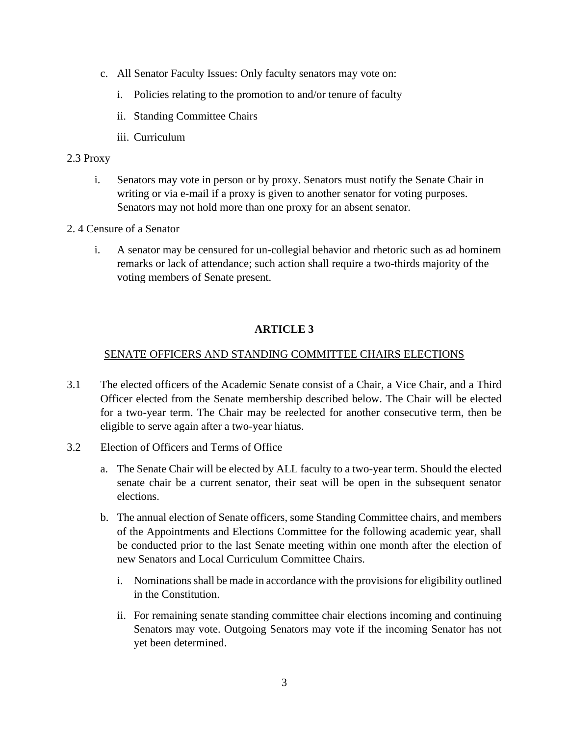c. All Senator Faculty Issues: Only faculty senators may vote on:

   i. Policies relating to the promotion to and/or tenure of faculty

   ii. Standing Committee Chairs

   iii. Curriculum

2.3 Proxy

i. Senators may vote in person or by proxy. Senators must notify the Senate Chair in writing or via e-mail if a proxy is given to another senator for voting purposes. Senators may not hold more than one proxy for an absent senator.

2. 4 Censure of a Senator

i. A senator may be censured for un-collegial behavior and rhetoric such as ad hominem remarks or lack of attendance; such action shall require a two-thirds majority of the voting members of Senate present.

## ARTICLE 3

<u>SENATE OFFICERS AND STANDING COMMITTEE CHAIRS ELECTIONS</u>

3.1 The elected officers of the Academic Senate consist of a Chair, a Vice Chair, and a Third Officer elected from the Senate membership described below. The Chair will be elected for a two-year term. The Chair may be reelected for another consecutive term, then be eligible to serve again after a two-year hiatus.

3.2 Election of Officers and Terms of Office

a. The Senate Chair will be elected by ALL faculty to a two-year term. Should the elected senate chair be a current senator, their seat will be open in the subsequent senator elections.

b. The annual election of Senate officers, some Standing Committee chairs, and members of the Appointments and Elections Committee for the following academic year, shall be conducted prior to the last Senate meeting within one month after the election of new Senators and Local Curriculum Committee Chairs.

   i. Nominations shall be made in accordance with the provisions for eligibility outlined in the Constitution.

   ii. For remaining senate standing committee chair elections incoming and continuing Senators may vote. Outgoing Senators may vote if the incoming Senator has not yet been determined.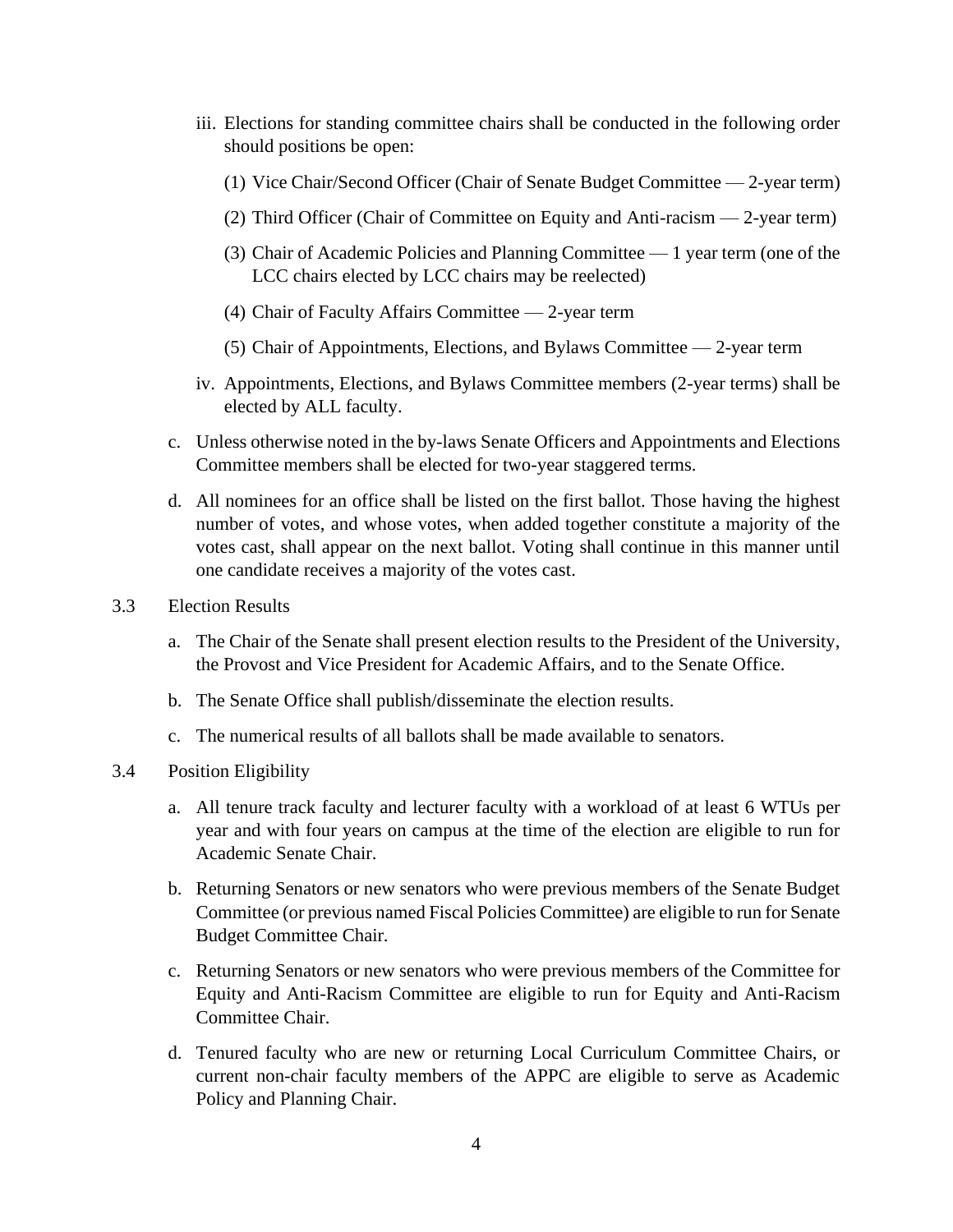iii. Elections for standing committee chairs shall be conducted in the following order should positions be open:

(1) Vice Chair/Second Officer (Chair of Senate Budget Committee — 2-year term)

(2) Third Officer (Chair of Committee on Equity and Anti-racism — 2-year term)

(3) Chair of Academic Policies and Planning Committee — 1 year term (one of the LCC chairs elected by LCC chairs may be reelected)

(4) Chair of Faculty Affairs Committee — 2-year term

(5) Chair of Appointments, Elections, and Bylaws Committee — 2-year term

iv. Appointments, Elections, and Bylaws Committee members (2-year terms) shall be elected by ALL faculty.

c. Unless otherwise noted in the by-laws Senate Officers and Appointments and Elections Committee members shall be elected for two-year staggered terms.

d. All nominees for an office shall be listed on the first ballot. Those having the highest number of votes, and whose votes, when added together constitute a majority of the votes cast, shall appear on the next ballot. Voting shall continue in this manner until one candidate receives a majority of the votes cast.

3.3 Election Results

a. The Chair of the Senate shall present election results to the President of the University, the Provost and Vice President for Academic Affairs, and to the Senate Office.

b. The Senate Office shall publish/disseminate the election results.

c. The numerical results of all ballots shall be made available to senators.

3.4 Position Eligibility

a. All tenure track faculty and lecturer faculty with a workload of at least 6 WTUs per year and with four years on campus at the time of the election are eligible to run for Academic Senate Chair.

b. Returning Senators or new senators who were previous members of the Senate Budget Committee (or previous named Fiscal Policies Committee) are eligible to run for Senate Budget Committee Chair.

c. Returning Senators or new senators who were previous members of the Committee for Equity and Anti-Racism Committee are eligible to run for Equity and Anti-Racism Committee Chair.

d. Tenured faculty who are new or returning Local Curriculum Committee Chairs, or current non-chair faculty members of the APPC are eligible to serve as Academic Policy and Planning Chair.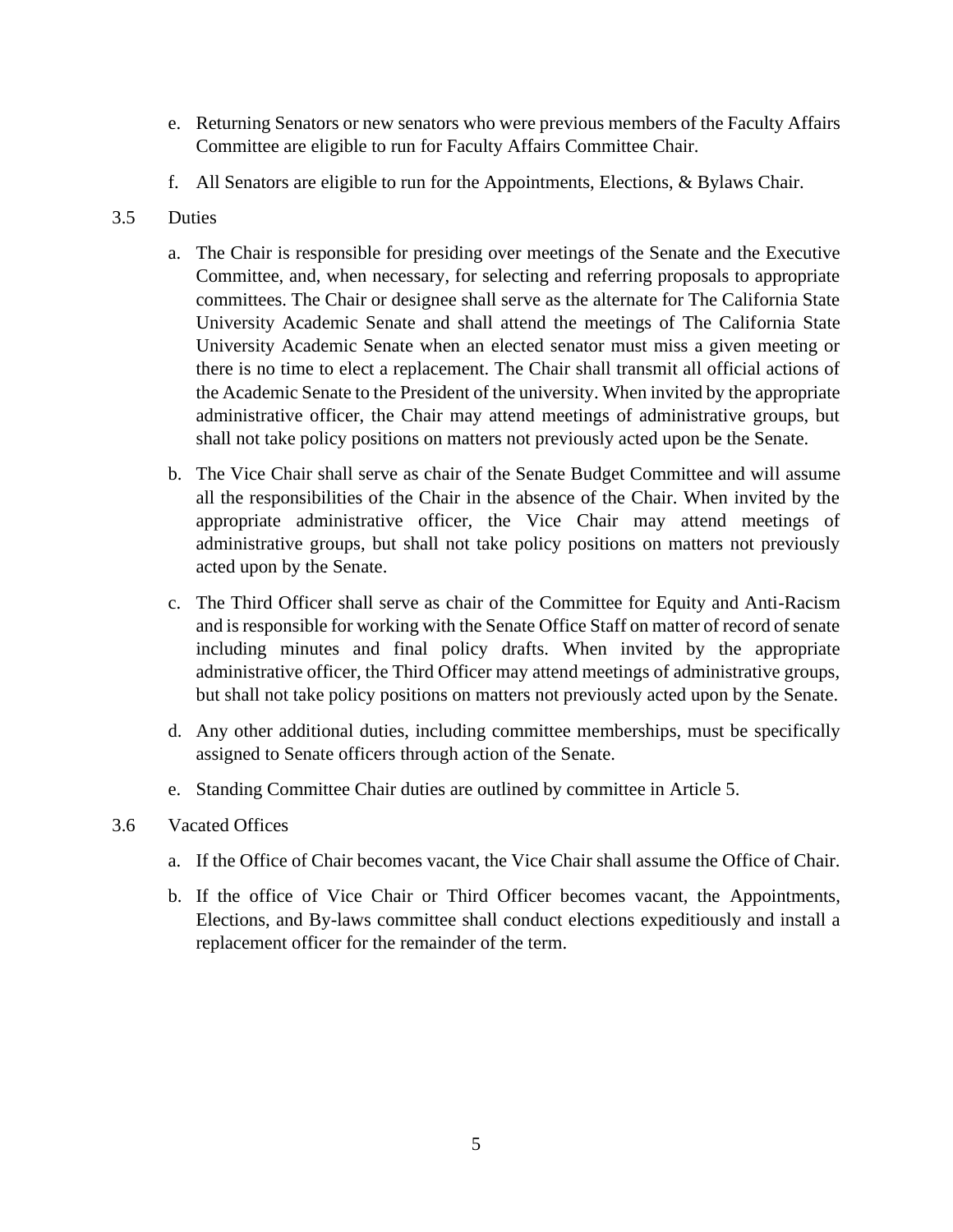e. Returning Senators or new senators who were previous members of the Faculty Affairs Committee are eligible to run for Faculty Affairs Committee Chair.

f. All Senators are eligible to run for the Appointments, Elections, & Bylaws Chair.

3.5 Duties

a. The Chair is responsible for presiding over meetings of the Senate and the Executive Committee, and, when necessary, for selecting and referring proposals to appropriate committees. The Chair or designee shall serve as the alternate for The California State University Academic Senate and shall attend the meetings of The California State University Academic Senate when an elected senator must miss a given meeting or there is no time to elect a replacement. The Chair shall transmit all official actions of the Academic Senate to the President of the university. When invited by the appropriate administrative officer, the Chair may attend meetings of administrative groups, but shall not take policy positions on matters not previously acted upon be the Senate.

b. The Vice Chair shall serve as chair of the Senate Budget Committee and will assume all the responsibilities of the Chair in the absence of the Chair. When invited by the appropriate administrative officer, the Vice Chair may attend meetings of administrative groups, but shall not take policy positions on matters not previously acted upon by the Senate.

c. The Third Officer shall serve as chair of the Committee for Equity and Anti-Racism and is responsible for working with the Senate Office Staff on matter of record of senate including minutes and final policy drafts. When invited by the appropriate administrative officer, the Third Officer may attend meetings of administrative groups, but shall not take policy positions on matters not previously acted upon by the Senate.

d. Any other additional duties, including committee memberships, must be specifically assigned to Senate officers through action of the Senate.

e. Standing Committee Chair duties are outlined by committee in Article 5.

3.6 Vacated Offices

a. If the Office of Chair becomes vacant, the Vice Chair shall assume the Office of Chair.

b. If the office of Vice Chair or Third Officer becomes vacant, the Appointments, Elections, and By-laws committee shall conduct elections expeditiously and install a replacement officer for the remainder of the term.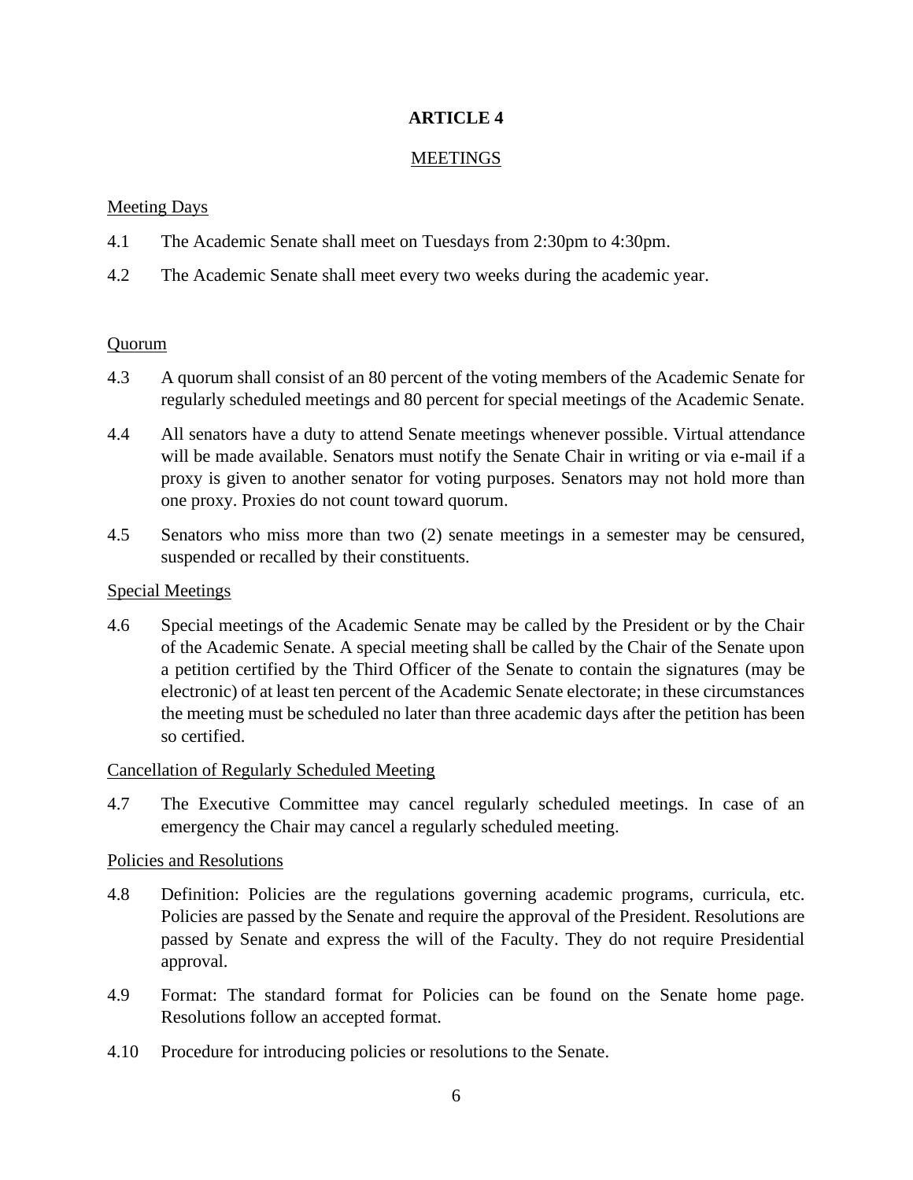# ARTICLE 4

## MEETINGS

### Meeting Days

4.1 The Academic Senate shall meet on Tuesdays from 2:30pm to 4:30pm.

4.2 The Academic Senate shall meet every two weeks during the academic year.

### Quorum

4.3 A quorum shall consist of an 80 percent of the voting members of the Academic Senate for regularly scheduled meetings and 80 percent for special meetings of the Academic Senate.

4.4 All senators have a duty to attend Senate meetings whenever possible. Virtual attendance will be made available. Senators must notify the Senate Chair in writing or via e-mail if a proxy is given to another senator for voting purposes. Senators may not hold more than one proxy. Proxies do not count toward quorum.

4.5 Senators who miss more than two (2) senate meetings in a semester may be censured, suspended or recalled by their constituents.

### Special Meetings

4.6 Special meetings of the Academic Senate may be called by the President or by the Chair of the Academic Senate. A special meeting shall be called by the Chair of the Senate upon a petition certified by the Third Officer of the Senate to contain the signatures (may be electronic) of at least ten percent of the Academic Senate electorate; in these circumstances the meeting must be scheduled no later than three academic days after the petition has been so certified.

### Cancellation of Regularly Scheduled Meeting

4.7 The Executive Committee may cancel regularly scheduled meetings. In case of an emergency the Chair may cancel a regularly scheduled meeting.

### Policies and Resolutions

4.8 Definition: Policies are the regulations governing academic programs, curricula, etc. Policies are passed by the Senate and require the approval of the President. Resolutions are passed by Senate and express the will of the Faculty. They do not require Presidential approval.

4.9 Format: The standard format for Policies can be found on the Senate home page. Resolutions follow an accepted format.

4.10 Procedure for introducing policies or resolutions to the Senate.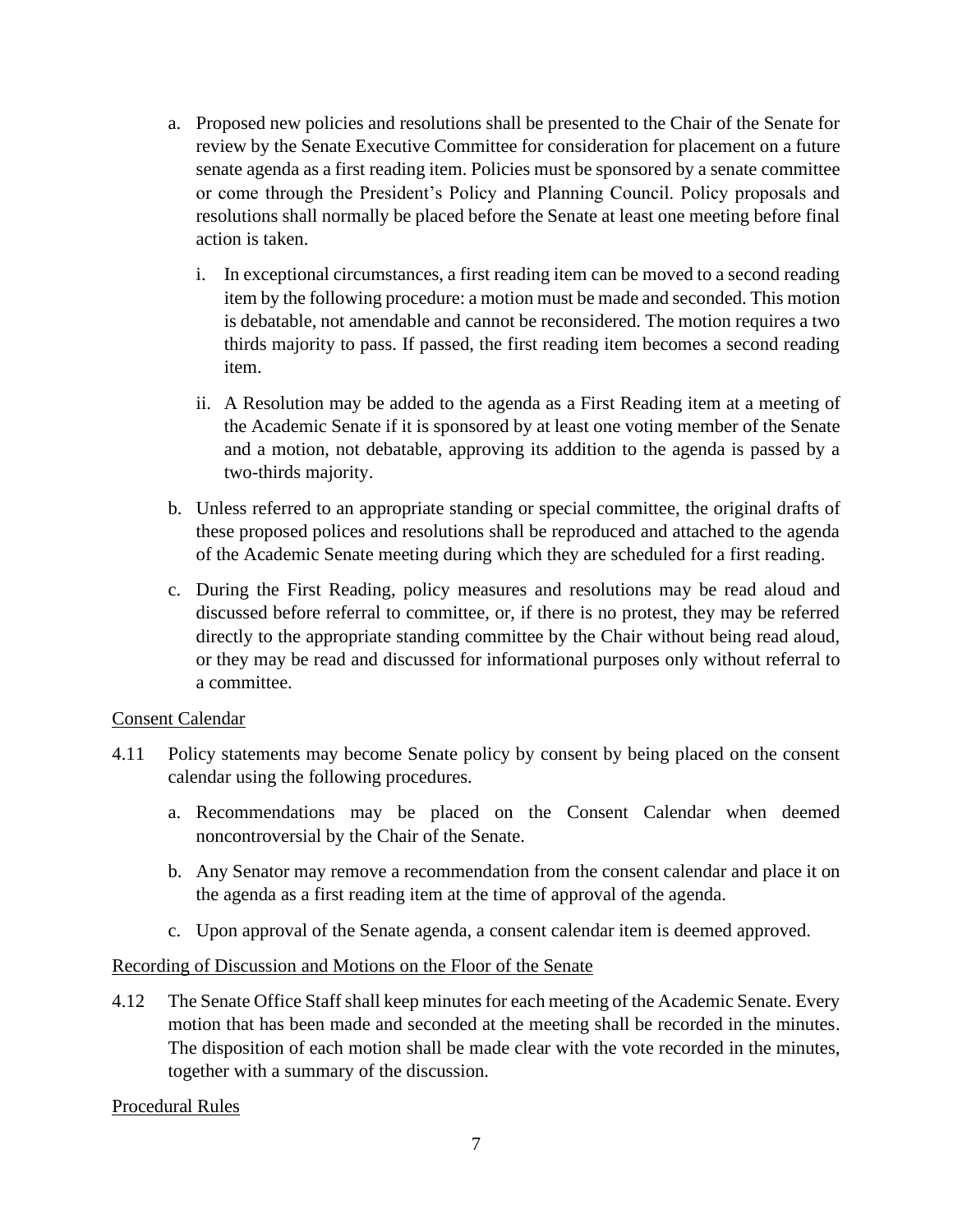a. Proposed new policies and resolutions shall be presented to the Chair of the Senate for review by the Senate Executive Committee for consideration for placement on a future senate agenda as a first reading item. Policies must be sponsored by a senate committee or come through the President's Policy and Planning Council. Policy proposals and resolutions shall normally be placed before the Senate at least one meeting before final action is taken.

   i. In exceptional circumstances, a first reading item can be moved to a second reading item by the following procedure: a motion must be made and seconded. This motion is debatable, not amendable and cannot be reconsidered. The motion requires a two thirds majority to pass. If passed, the first reading item becomes a second reading item.

   ii. A Resolution may be added to the agenda as a First Reading item at a meeting of the Academic Senate if it is sponsored by at least one voting member of the Senate and a motion, not debatable, approving its addition to the agenda is passed by a two-thirds majority.

b. Unless referred to an appropriate standing or special committee, the original drafts of these proposed polices and resolutions shall be reproduced and attached to the agenda of the Academic Senate meeting during which they are scheduled for a first reading.

c. During the First Reading, policy measures and resolutions may be read aloud and discussed before referral to committee, or, if there is no protest, they may be referred directly to the appropriate standing committee by the Chair without being read aloud, or they may be read and discussed for informational purposes only without referral to a committee.

<u>Consent Calendar</u>

4.11 Policy statements may become Senate policy by consent by being placed on the consent calendar using the following procedures.

a. Recommendations may be placed on the Consent Calendar when deemed noncontroversial by the Chair of the Senate.

b. Any Senator may remove a recommendation from the consent calendar and place it on the agenda as a first reading item at the time of approval of the agenda.

c. Upon approval of the Senate agenda, a consent calendar item is deemed approved.

<u>Recording of Discussion and Motions on the Floor of the Senate</u>

4.12 The Senate Office Staff shall keep minutes for each meeting of the Academic Senate. Every motion that has been made and seconded at the meeting shall be recorded in the minutes. The disposition of each motion shall be made clear with the vote recorded in the minutes, together with a summary of the discussion.

<u>Procedural Rules</u>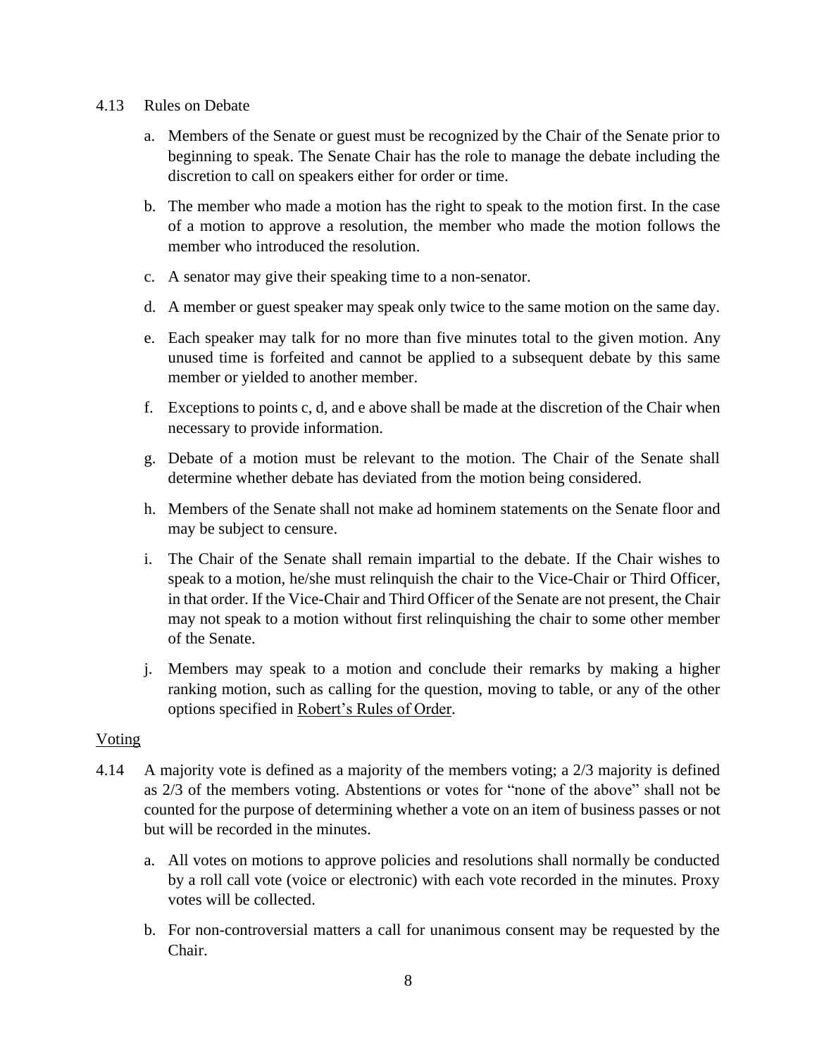4.13 Rules on Debate

a. Members of the Senate or guest must be recognized by the Chair of the Senate prior to beginning to speak. The Senate Chair has the role to manage the debate including the discretion to call on speakers either for order or time.

b. The member who made a motion has the right to speak to the motion first. In the case of a motion to approve a resolution, the member who made the motion follows the member who introduced the resolution.

c. A senator may give their speaking time to a non-senator.

d. A member or guest speaker may speak only twice to the same motion on the same day.

e. Each speaker may talk for no more than five minutes total to the given motion. Any unused time is forfeited and cannot be applied to a subsequent debate by this same member or yielded to another member.

f. Exceptions to points c, d, and e above shall be made at the discretion of the Chair when necessary to provide information.

g. Debate of a motion must be relevant to the motion. The Chair of the Senate shall determine whether debate has deviated from the motion being considered.

h. Members of the Senate shall not make ad hominem statements on the Senate floor and may be subject to censure.

i. The Chair of the Senate shall remain impartial to the debate. If the Chair wishes to speak to a motion, he/she must relinquish the chair to the Vice-Chair or Third Officer, in that order. If the Vice-Chair and Third Officer of the Senate are not present, the Chair may not speak to a motion without first relinquishing the chair to some other member of the Senate.

j. Members may speak to a motion and conclude their remarks by making a higher ranking motion, such as calling for the question, moving to table, or any of the other options specified in Robert's Rules of Order.

Voting

4.14 A majority vote is defined as a majority of the members voting; a 2/3 majority is defined as 2/3 of the members voting. Abstentions or votes for "none of the above" shall not be counted for the purpose of determining whether a vote on an item of business passes or not but will be recorded in the minutes.

a. All votes on motions to approve policies and resolutions shall normally be conducted by a roll call vote (voice or electronic) with each vote recorded in the minutes. Proxy votes will be collected.

b. For non-controversial matters a call for unanimous consent may be requested by the Chair.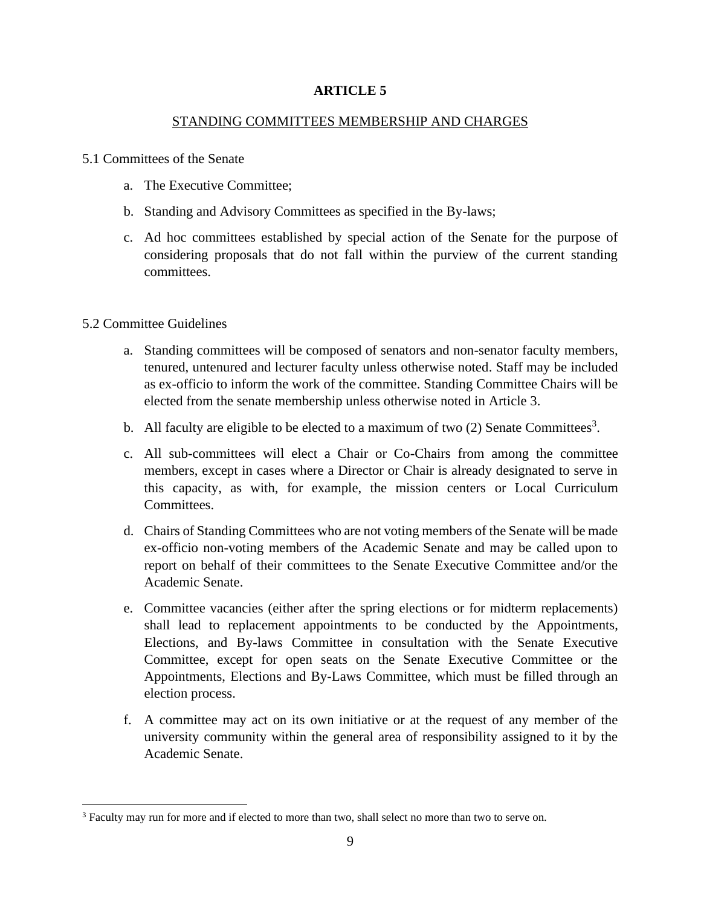# ARTICLE 5

## STANDING COMMITTEES MEMBERSHIP AND CHARGES

5.1 Committees of the Senate

a. The Executive Committee;

b. Standing and Advisory Committees as specified in the By-laws;

c. Ad hoc committees established by special action of the Senate for the purpose of considering proposals that do not fall within the purview of the current standing committees.

5.2 Committee Guidelines

a. Standing committees will be composed of senators and non-senator faculty members, tenured, untenured and lecturer faculty unless otherwise noted. Staff may be included as ex-officio to inform the work of the committee. Standing Committee Chairs will be elected from the senate membership unless otherwise noted in Article 3.

b. All faculty are eligible to be elected to a maximum of two (2) Senate Committees[3].

c. All sub-committees will elect a Chair or Co-Chairs from among the committee members, except in cases where a Director or Chair is already designated to serve in this capacity, as with, for example, the mission centers or Local Curriculum Committees.

d. Chairs of Standing Committees who are not voting members of the Senate will be made ex-officio non-voting members of the Academic Senate and may be called upon to report on behalf of their committees to the Senate Executive Committee and/or the Academic Senate.

e. Committee vacancies (either after the spring elections or for midterm replacements) shall lead to replacement appointments to be conducted by the Appointments, Elections, and By-laws Committee in consultation with the Senate Executive Committee, except for open seats on the Senate Executive Committee or the Appointments, Elections and By-Laws Committee, which must be filled through an election process.

f. A committee may act on its own initiative or at the request of any member of the university community within the general area of responsibility assigned to it by the Academic Senate.

[3] Faculty may run for more and if elected to more than two, shall select no more than two to serve on.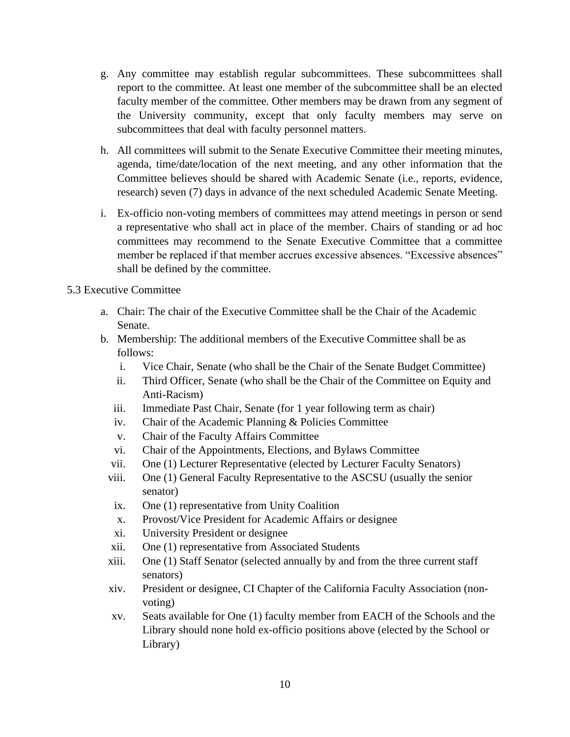g. Any committee may establish regular subcommittees. These subcommittees shall report to the committee. At least one member of the subcommittee shall be an elected faculty member of the committee. Other members may be drawn from any segment of the University community, except that only faculty members may serve on subcommittees that deal with faculty personnel matters.

h. All committees will submit to the Senate Executive Committee their meeting minutes, agenda, time/date/location of the next meeting, and any other information that the Committee believes should be shared with Academic Senate (i.e., reports, evidence, research) seven (7) days in advance of the next scheduled Academic Senate Meeting.

i. Ex-officio non-voting members of committees may attend meetings in person or send a representative who shall act in place of the member. Chairs of standing or ad hoc committees may recommend to the Senate Executive Committee that a committee member be replaced if that member accrues excessive absences. "Excessive absences" shall be defined by the committee.

5.3 Executive Committee

a. Chair: The chair of the Executive Committee shall be the Chair of the Academic Senate.
b. Membership: The additional members of the Executive Committee shall be as follows:
   i. Vice Chair, Senate (who shall be the Chair of the Senate Budget Committee)
   ii. Third Officer, Senate (who shall be the Chair of the Committee on Equity and Anti-Racism)
   iii. Immediate Past Chair, Senate (for 1 year following term as chair)
   iv. Chair of the Academic Planning & Policies Committee
   v. Chair of the Faculty Affairs Committee
   vi. Chair of the Appointments, Elections, and Bylaws Committee
   vii. One (1) Lecturer Representative (elected by Lecturer Faculty Senators)
   viii. One (1) General Faculty Representative to the ASCSU (usually the senior senator)
   ix. One (1) representative from Unity Coalition
   x. Provost/Vice President for Academic Affairs or designee
   xi. University President or designee
   xii. One (1) representative from Associated Students
   xiii. One (1) Staff Senator (selected annually by and from the three current staff senators)
   xiv. President or designee, CI Chapter of the California Faculty Association (non-voting)
   xv. Seats available for One (1) faculty member from EACH of the Schools and the Library should none hold ex-officio positions above (elected by the School or Library)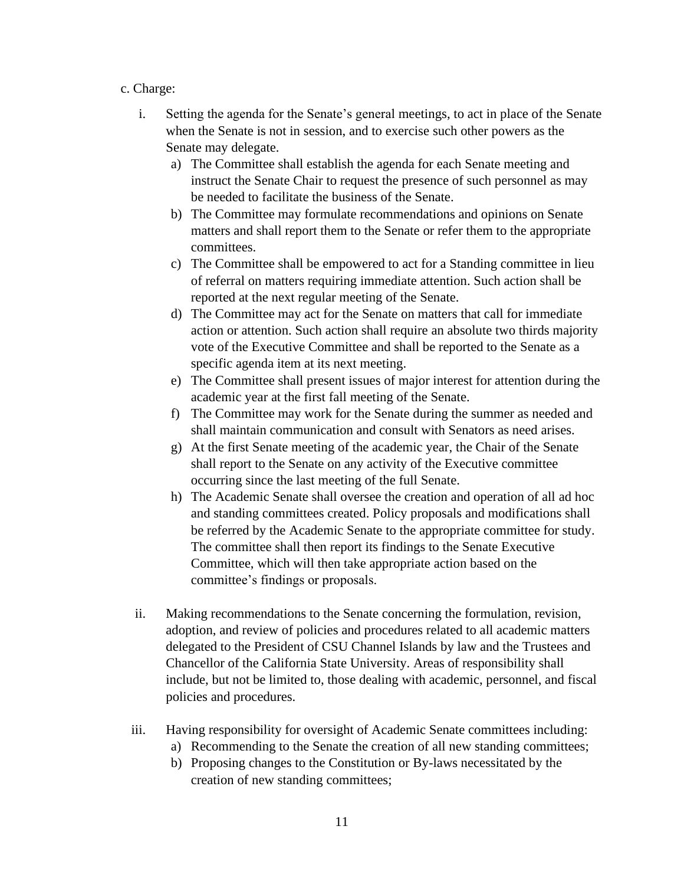c. Charge:

i. Setting the agenda for the Senate's general meetings, to act in place of the Senate when the Senate is not in session, and to exercise such other powers as the Senate may delegate.
   a) The Committee shall establish the agenda for each Senate meeting and instruct the Senate Chair to request the presence of such personnel as may be needed to facilitate the business of the Senate.
   b) The Committee may formulate recommendations and opinions on Senate matters and shall report them to the Senate or refer them to the appropriate committees.
   c) The Committee shall be empowered to act for a Standing committee in lieu of referral on matters requiring immediate attention. Such action shall be reported at the next regular meeting of the Senate.
   d) The Committee may act for the Senate on matters that call for immediate action or attention. Such action shall require an absolute two thirds majority vote of the Executive Committee and shall be reported to the Senate as a specific agenda item at its next meeting.
   e) The Committee shall present issues of major interest for attention during the academic year at the first fall meeting of the Senate.
   f) The Committee may work for the Senate during the summer as needed and shall maintain communication and consult with Senators as need arises.
   g) At the first Senate meeting of the academic year, the Chair of the Senate shall report to the Senate on any activity of the Executive committee occurring since the last meeting of the full Senate.
   h) The Academic Senate shall oversee the creation and operation of all ad hoc and standing committees created. Policy proposals and modifications shall be referred by the Academic Senate to the appropriate committee for study. The committee shall then report its findings to the Senate Executive Committee, which will then take appropriate action based on the committee's findings or proposals.

ii. Making recommendations to the Senate concerning the formulation, revision, adoption, and review of policies and procedures related to all academic matters delegated to the President of CSU Channel Islands by law and the Trustees and Chancellor of the California State University. Areas of responsibility shall include, but not be limited to, those dealing with academic, personnel, and fiscal policies and procedures.

iii. Having responsibility for oversight of Academic Senate committees including:
   a) Recommending to the Senate the creation of all new standing committees;
   b) Proposing changes to the Constitution or By-laws necessitated by the creation of new standing committees;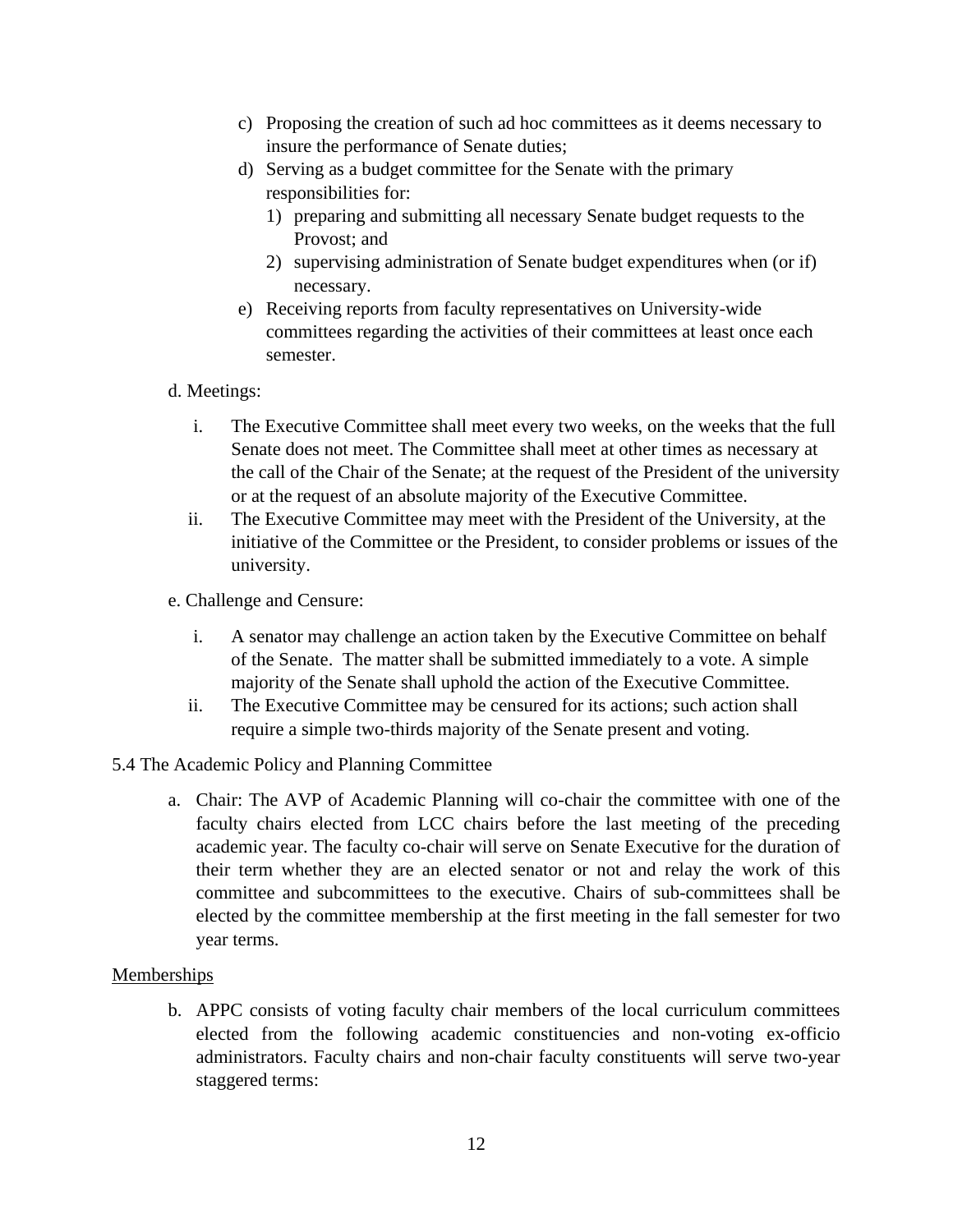c) Proposing the creation of such ad hoc committees as it deems necessary to insure the performance of Senate duties;

d) Serving as a budget committee for the Senate with the primary responsibilities for:

    1) preparing and submitting all necessary Senate budget requests to the Provost; and
    2) supervising administration of Senate budget expenditures when (or if) necessary.

e) Receiving reports from faculty representatives on University-wide committees regarding the activities of their committees at least once each semester.

d. Meetings:

i. The Executive Committee shall meet every two weeks, on the weeks that the full Senate does not meet. The Committee shall meet at other times as necessary at the call of the Chair of the Senate; at the request of the President of the university or at the request of an absolute majority of the Executive Committee.

ii. The Executive Committee may meet with the President of the University, at the initiative of the Committee or the President, to consider problems or issues of the university.

e. Challenge and Censure:

i. A senator may challenge an action taken by the Executive Committee on behalf of the Senate. The matter shall be submitted immediately to a vote. A simple majority of the Senate shall uphold the action of the Executive Committee.

ii. The Executive Committee may be censured for its actions; such action shall require a simple two-thirds majority of the Senate present and voting.

5.4 The Academic Policy and Planning Committee

a. Chair: The AVP of Academic Planning will co-chair the committee with one of the faculty chairs elected from LCC chairs before the last meeting of the preceding academic year. The faculty co-chair will serve on Senate Executive for the duration of their term whether they are an elected senator or not and relay the work of this committee and subcommittees to the executive. Chairs of sub-committees shall be elected by the committee membership at the first meeting in the fall semester for two year terms.

<u>Memberships</u>

b. APPC consists of voting faculty chair members of the local curriculum committees elected from the following academic constituencies and non-voting ex-officio administrators. Faculty chairs and non-chair faculty constituents will serve two-year staggered terms: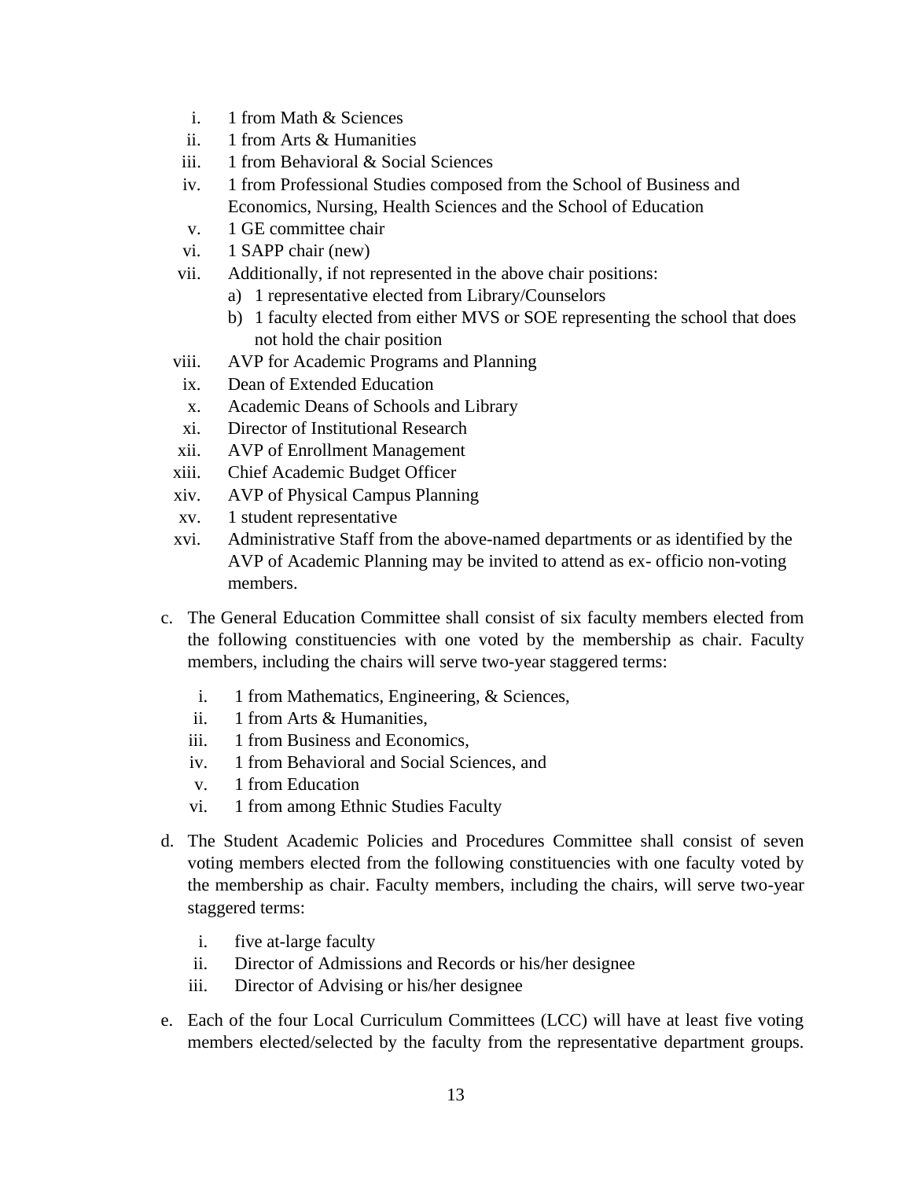i. 1 from Math & Sciences
ii. 1 from Arts & Humanities
iii. 1 from Behavioral & Social Sciences
iv. 1 from Professional Studies composed from the School of Business and Economics, Nursing, Health Sciences and the School of Education
v. 1 GE committee chair
vi. 1 SAPP chair (new)
vii. Additionally, if not represented in the above chair positions:
   a) 1 representative elected from Library/Counselors
   b) 1 faculty elected from either MVS or SOE representing the school that does not hold the chair position
viii. AVP for Academic Programs and Planning
ix. Dean of Extended Education
x. Academic Deans of Schools and Library
xi. Director of Institutional Research
xii. AVP of Enrollment Management
xiii. Chief Academic Budget Officer
xiv. AVP of Physical Campus Planning
xv. 1 student representative
xvi. Administrative Staff from the above-named departments or as identified by the AVP of Academic Planning may be invited to attend as ex- officio non-voting members.

c. The General Education Committee shall consist of six faculty members elected from the following constituencies with one voted by the membership as chair. Faculty members, including the chairs will serve two-year staggered terms:

   i. 1 from Mathematics, Engineering, & Sciences,
   ii. 1 from Arts & Humanities,
   iii. 1 from Business and Economics,
   iv. 1 from Behavioral and Social Sciences, and
   v. 1 from Education
   vi. 1 from among Ethnic Studies Faculty

d. The Student Academic Policies and Procedures Committee shall consist of seven voting members elected from the following constituencies with one faculty voted by the membership as chair. Faculty members, including the chairs, will serve two-year staggered terms:

   i. five at-large faculty
   ii. Director of Admissions and Records or his/her designee
   iii. Director of Advising or his/her designee

e. Each of the four Local Curriculum Committees (LCC) will have at least five voting members elected/selected by the faculty from the representative department groups.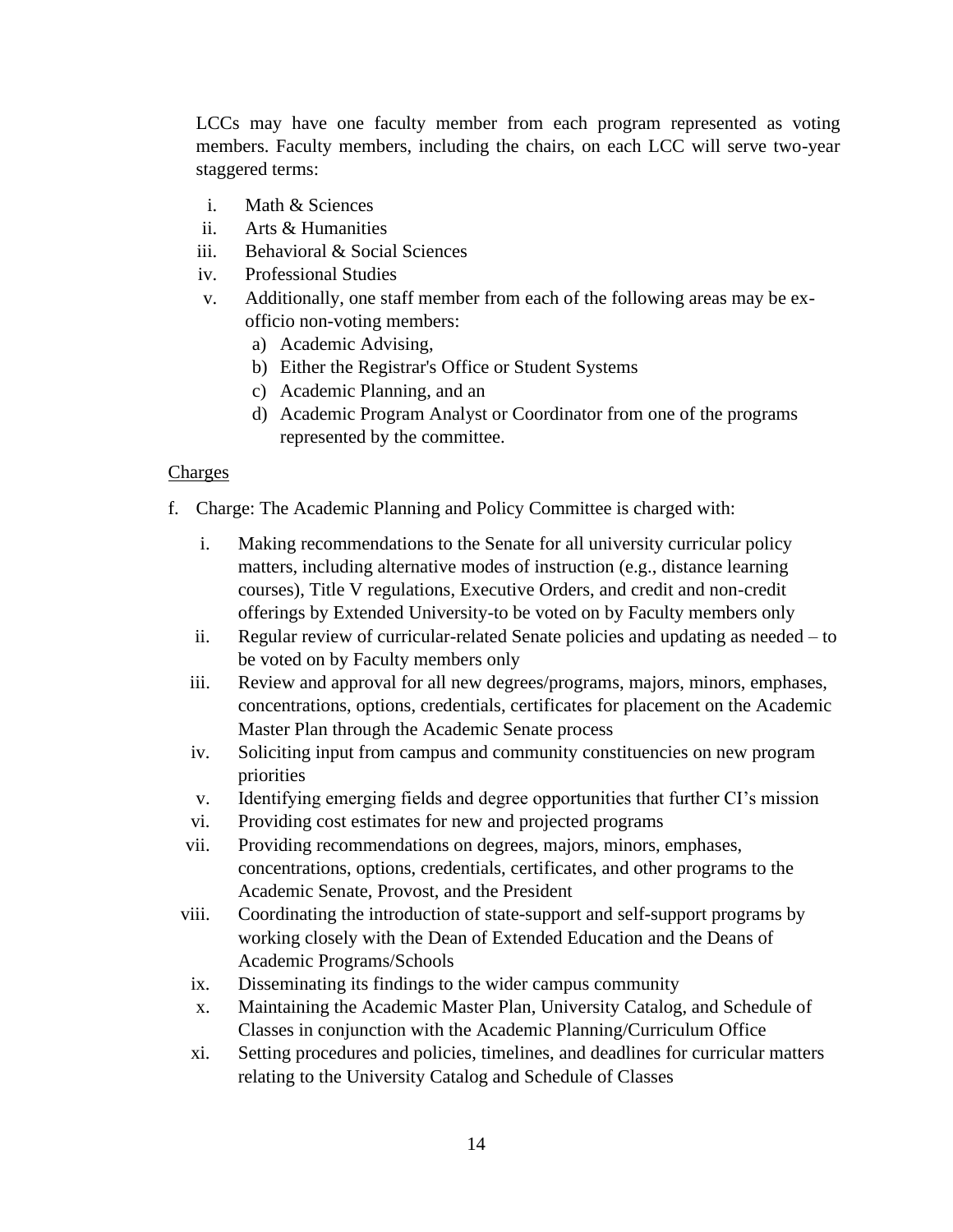LCCs may have one faculty member from each program represented as voting members. Faculty members, including the chairs, on each LCC will serve two-year staggered terms:

i. Math & Sciences
ii. Arts & Humanities
iii. Behavioral & Social Sciences
iv. Professional Studies
v. Additionally, one staff member from each of the following areas may be ex-officio non-voting members:
   a) Academic Advising,
   b) Either the Registrar's Office or Student Systems
   c) Academic Planning, and an
   d) Academic Program Analyst or Coordinator from one of the programs represented by the committee.

<u>Charges</u>

f. Charge: The Academic Planning and Policy Committee is charged with:

   i. Making recommendations to the Senate for all university curricular policy matters, including alternative modes of instruction (e.g., distance learning courses), Title V regulations, Executive Orders, and credit and non-credit offerings by Extended University-to be voted on by Faculty members only
   ii. Regular review of curricular-related Senate policies and updating as needed – to be voted on by Faculty members only
   iii. Review and approval for all new degrees/programs, majors, minors, emphases, concentrations, options, credentials, certificates for placement on the Academic Master Plan through the Academic Senate process
   iv. Soliciting input from campus and community constituencies on new program priorities
   v. Identifying emerging fields and degree opportunities that further CI's mission
   vi. Providing cost estimates for new and projected programs
   vii. Providing recommendations on degrees, majors, minors, emphases, concentrations, options, credentials, certificates, and other programs to the Academic Senate, Provost, and the President
   viii. Coordinating the introduction of state-support and self-support programs by working closely with the Dean of Extended Education and the Deans of Academic Programs/Schools
   ix. Disseminating its findings to the wider campus community
   x. Maintaining the Academic Master Plan, University Catalog, and Schedule of Classes in conjunction with the Academic Planning/Curriculum Office
   xi. Setting procedures and policies, timelines, and deadlines for curricular matters relating to the University Catalog and Schedule of Classes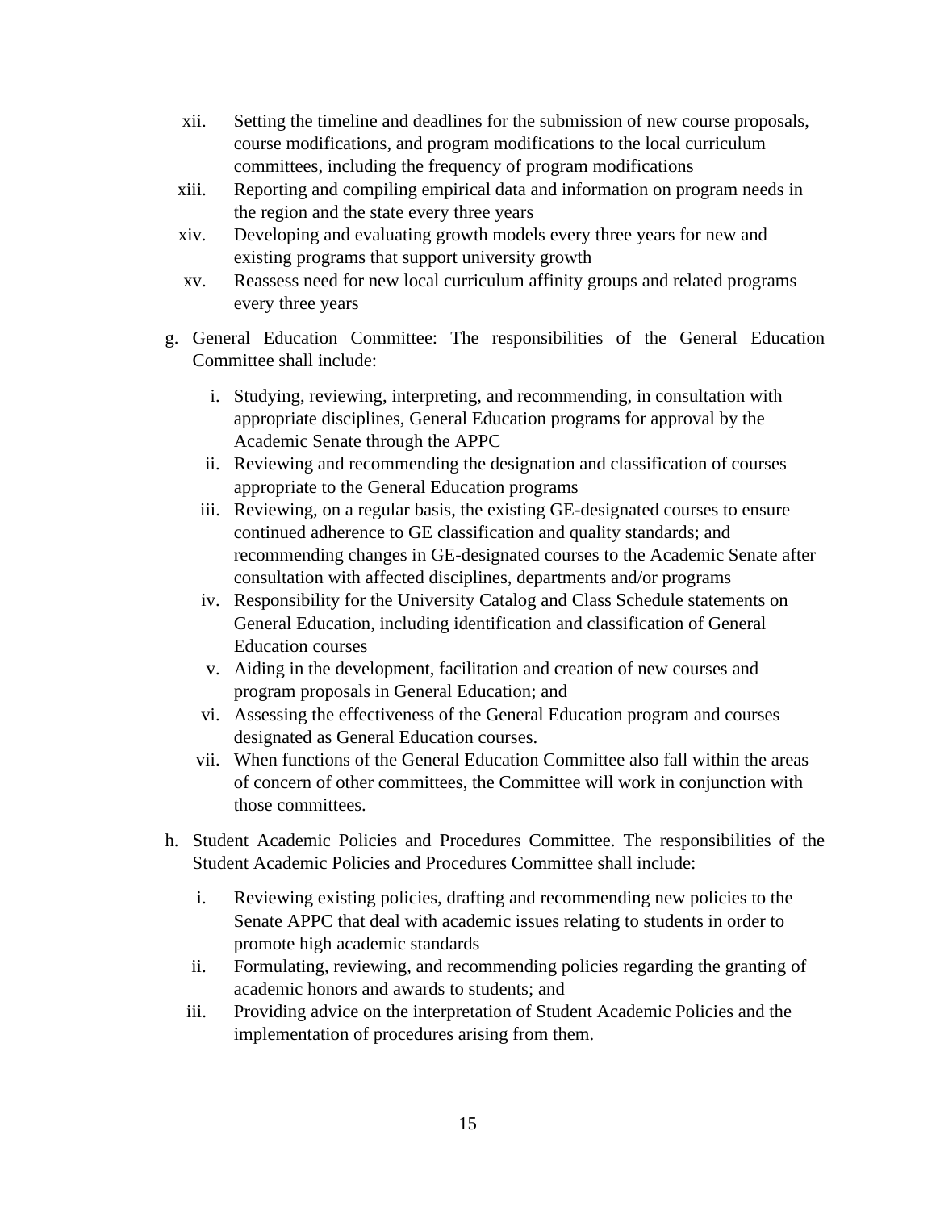xii. Setting the timeline and deadlines for the submission of new course proposals, course modifications, and program modifications to the local curriculum committees, including the frequency of program modifications

xiii. Reporting and compiling empirical data and information on program needs in the region and the state every three years

xiv. Developing and evaluating growth models every three years for new and existing programs that support university growth

xv. Reassess need for new local curriculum affinity groups and related programs every three years

g. General Education Committee: The responsibilities of the General Education Committee shall include:

   i. Studying, reviewing, interpreting, and recommending, in consultation with appropriate disciplines, General Education programs for approval by the Academic Senate through the APPC

   ii. Reviewing and recommending the designation and classification of courses appropriate to the General Education programs

   iii. Reviewing, on a regular basis, the existing GE-designated courses to ensure continued adherence to GE classification and quality standards; and recommending changes in GE-designated courses to the Academic Senate after consultation with affected disciplines, departments and/or programs

   iv. Responsibility for the University Catalog and Class Schedule statements on General Education, including identification and classification of General Education courses

   v. Aiding in the development, facilitation and creation of new courses and program proposals in General Education; and

   vi. Assessing the effectiveness of the General Education program and courses designated as General Education courses.

   vii. When functions of the General Education Committee also fall within the areas of concern of other committees, the Committee will work in conjunction with those committees.

h. Student Academic Policies and Procedures Committee. The responsibilities of the Student Academic Policies and Procedures Committee shall include:

   i. Reviewing existing policies, drafting and recommending new policies to the Senate APPC that deal with academic issues relating to students in order to promote high academic standards

   ii. Formulating, reviewing, and recommending policies regarding the granting of academic honors and awards to students; and

   iii. Providing advice on the interpretation of Student Academic Policies and the implementation of procedures arising from them.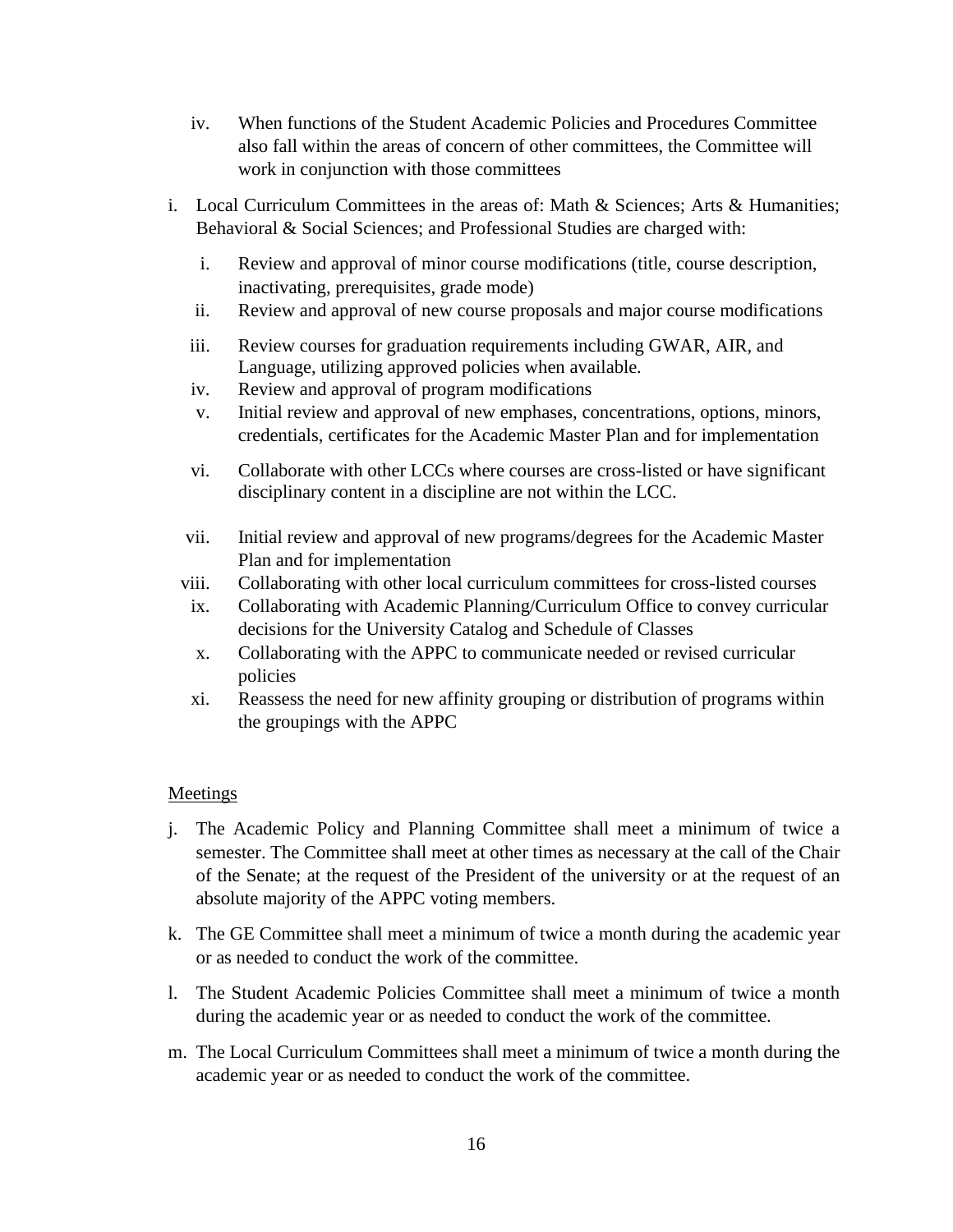iv. When functions of the Student Academic Policies and Procedures Committee also fall within the areas of concern of other committees, the Committee will work in conjunction with those committees

i. Local Curriculum Committees in the areas of: Math & Sciences; Arts & Humanities; Behavioral & Social Sciences; and Professional Studies are charged with:

   i. Review and approval of minor course modifications (title, course description, inactivating, prerequisites, grade mode)
   ii. Review and approval of new course proposals and major course modifications
   iii. Review courses for graduation requirements including GWAR, AIR, and Language, utilizing approved policies when available.
   iv. Review and approval of program modifications
   v. Initial review and approval of new emphases, concentrations, options, minors, credentials, certificates for the Academic Master Plan and for implementation
   vi. Collaborate with other LCCs where courses are cross-listed or have significant disciplinary content in a discipline are not within the LCC.
   vii. Initial review and approval of new programs/degrees for the Academic Master Plan and for implementation
   viii. Collaborating with other local curriculum committees for cross-listed courses
   ix. Collaborating with Academic Planning/Curriculum Office to convey curricular decisions for the University Catalog and Schedule of Classes
   x. Collaborating with the APPC to communicate needed or revised curricular policies
   xi. Reassess the need for new affinity grouping or distribution of programs within the groupings with the APPC

<u>Meetings</u>

j. The Academic Policy and Planning Committee shall meet a minimum of twice a semester. The Committee shall meet at other times as necessary at the call of the Chair of the Senate; at the request of the President of the university or at the request of an absolute majority of the APPC voting members.

k. The GE Committee shall meet a minimum of twice a month during the academic year or as needed to conduct the work of the committee.

l. The Student Academic Policies Committee shall meet a minimum of twice a month during the academic year or as needed to conduct the work of the committee.

m. The Local Curriculum Committees shall meet a minimum of twice a month during the academic year or as needed to conduct the work of the committee.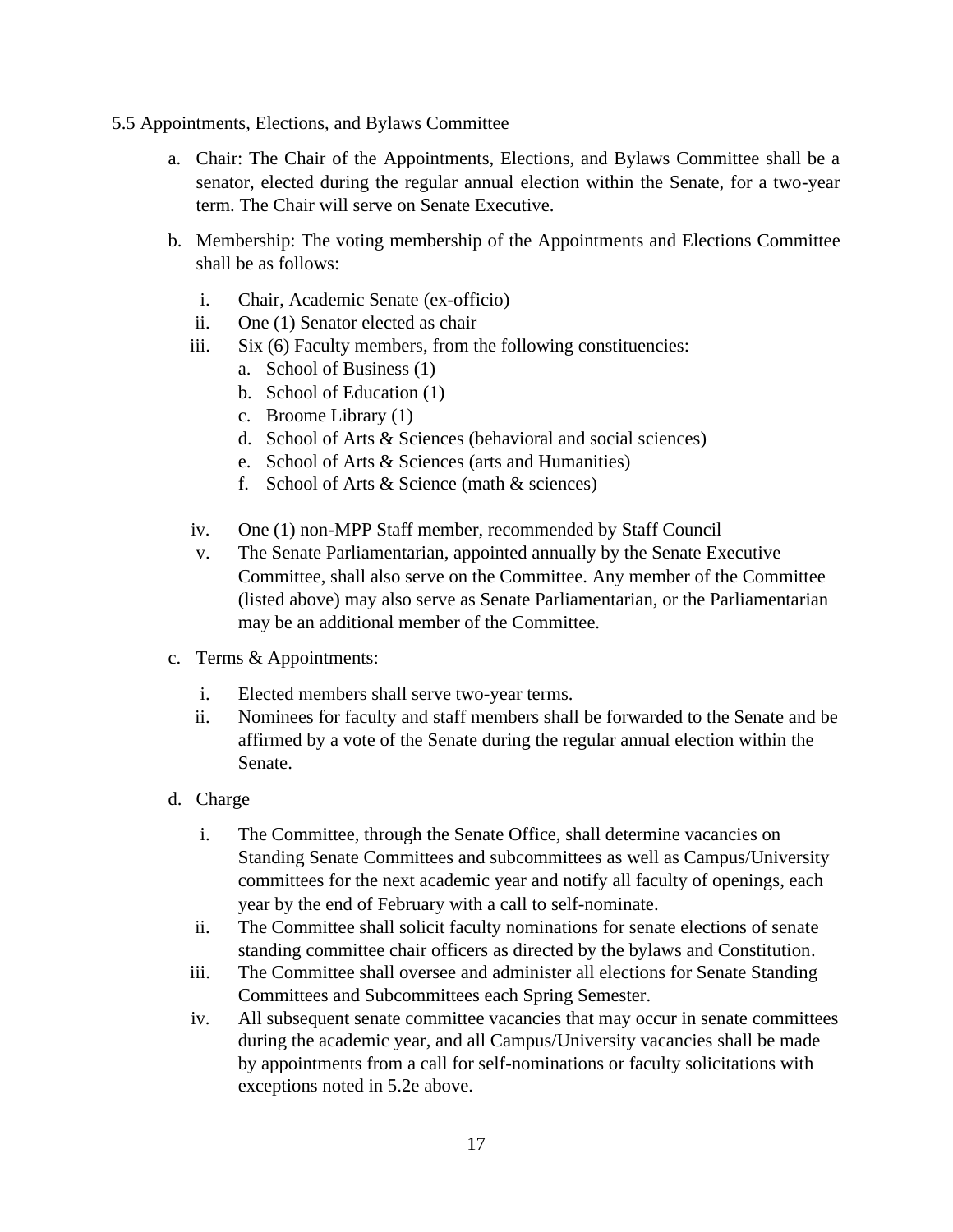5.5 Appointments, Elections, and Bylaws Committee

a. Chair: The Chair of the Appointments, Elections, and Bylaws Committee shall be a senator, elected during the regular annual election within the Senate, for a two-year term. The Chair will serve on Senate Executive.

b. Membership: The voting membership of the Appointments and Elections Committee shall be as follows:

   i. Chair, Academic Senate (ex-officio)
   ii. One (1) Senator elected as chair
   iii. Six (6) Faculty members, from the following constituencies:
      a. School of Business (1)
      b. School of Education (1)
      c. Broome Library (1)
      d. School of Arts & Sciences (behavioral and social sciences)
      e. School of Arts & Sciences (arts and Humanities)
      f. School of Arts & Science (math & sciences)

   iv. One (1) non-MPP Staff member, recommended by Staff Council
   v. The Senate Parliamentarian, appointed annually by the Senate Executive Committee, shall also serve on the Committee. Any member of the Committee (listed above) may also serve as Senate Parliamentarian, or the Parliamentarian may be an additional member of the Committee.

c. Terms & Appointments:

   i. Elected members shall serve two-year terms.
   ii. Nominees for faculty and staff members shall be forwarded to the Senate and be affirmed by a vote of the Senate during the regular annual election within the Senate.

d. Charge

   i. The Committee, through the Senate Office, shall determine vacancies on Standing Senate Committees and subcommittees as well as Campus/University committees for the next academic year and notify all faculty of openings, each year by the end of February with a call to self-nominate.
   ii. The Committee shall solicit faculty nominations for senate elections of senate standing committee chair officers as directed by the bylaws and Constitution.
   iii. The Committee shall oversee and administer all elections for Senate Standing Committees and Subcommittees each Spring Semester.
   iv. All subsequent senate committee vacancies that may occur in senate committees during the academic year, and all Campus/University vacancies shall be made by appointments from a call for self-nominations or faculty solicitations with exceptions noted in 5.2e above.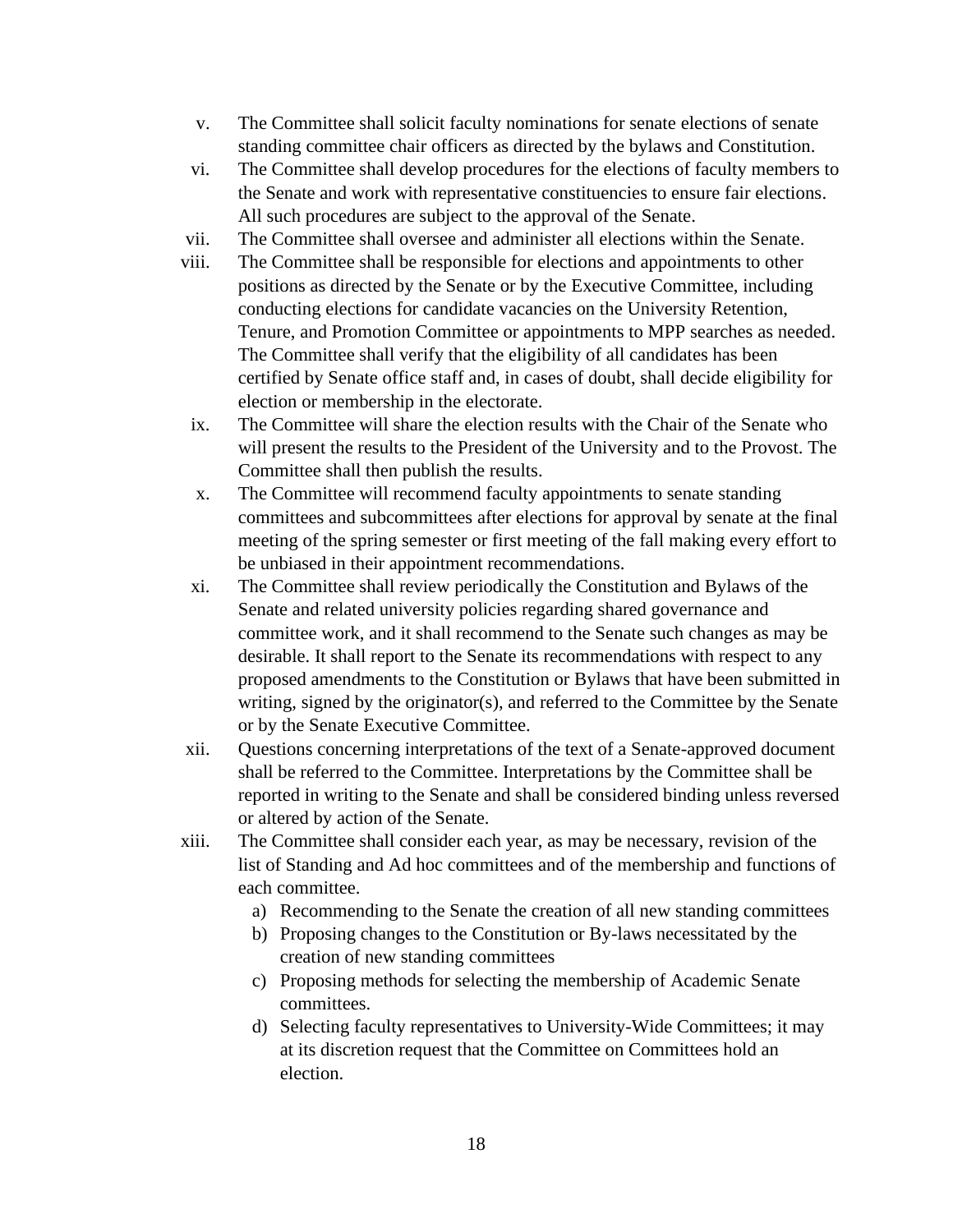v. The Committee shall solicit faculty nominations for senate elections of senate standing committee chair officers as directed by the bylaws and Constitution.

vi. The Committee shall develop procedures for the elections of faculty members to the Senate and work with representative constituencies to ensure fair elections. All such procedures are subject to the approval of the Senate.

vii. The Committee shall oversee and administer all elections within the Senate.

viii. The Committee shall be responsible for elections and appointments to other positions as directed by the Senate or by the Executive Committee, including conducting elections for candidate vacancies on the University Retention, Tenure, and Promotion Committee or appointments to MPP searches as needed. The Committee shall verify that the eligibility of all candidates has been certified by Senate office staff and, in cases of doubt, shall decide eligibility for election or membership in the electorate.

ix. The Committee will share the election results with the Chair of the Senate who will present the results to the President of the University and to the Provost. The Committee shall then publish the results.

x. The Committee will recommend faculty appointments to senate standing committees and subcommittees after elections for approval by senate at the final meeting of the spring semester or first meeting of the fall making every effort to be unbiased in their appointment recommendations.

xi. The Committee shall review periodically the Constitution and Bylaws of the Senate and related university policies regarding shared governance and committee work, and it shall recommend to the Senate such changes as may be desirable. It shall report to the Senate its recommendations with respect to any proposed amendments to the Constitution or Bylaws that have been submitted in writing, signed by the originator(s), and referred to the Committee by the Senate or by the Senate Executive Committee.

xii. Questions concerning interpretations of the text of a Senate-approved document shall be referred to the Committee. Interpretations by the Committee shall be reported in writing to the Senate and shall be considered binding unless reversed or altered by action of the Senate.

xiii. The Committee shall consider each year, as may be necessary, revision of the list of Standing and Ad hoc committees and of the membership and functions of each committee.
   a) Recommending to the Senate the creation of all new standing committees
   b) Proposing changes to the Constitution or By-laws necessitated by the creation of new standing committees
   c) Proposing methods for selecting the membership of Academic Senate committees.
   d) Selecting faculty representatives to University-Wide Committees; it may at its discretion request that the Committee on Committees hold an election.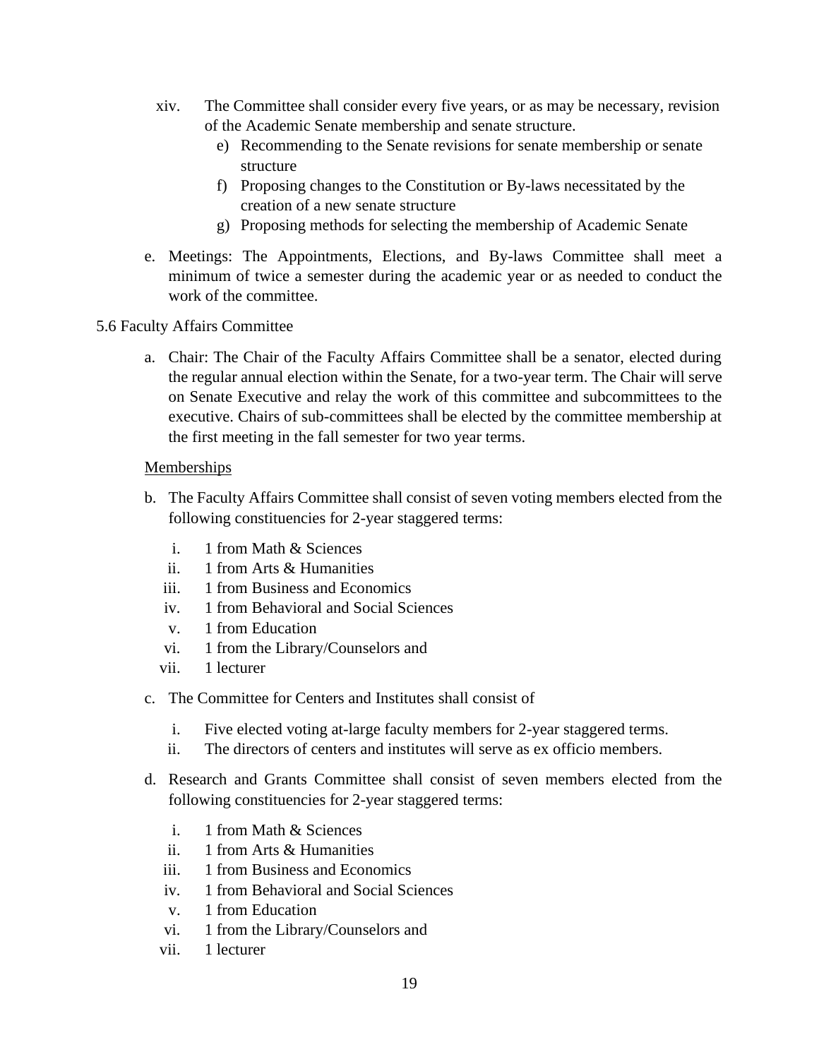xiv. The Committee shall consider every five years, or as may be necessary, revision of the Academic Senate membership and senate structure.

   e) Recommending to the Senate revisions for senate membership or senate structure
   f) Proposing changes to the Constitution or By-laws necessitated by the creation of a new senate structure
   g) Proposing methods for selecting the membership of Academic Senate

e. Meetings: The Appointments, Elections, and By-laws Committee shall meet a minimum of twice a semester during the academic year or as needed to conduct the work of the committee.

5.6 Faculty Affairs Committee

a. Chair: The Chair of the Faculty Affairs Committee shall be a senator, elected during the regular annual election within the Senate, for a two-year term. The Chair will serve on Senate Executive and relay the work of this committee and subcommittees to the executive. Chairs of sub-committees shall be elected by the committee membership at the first meeting in the fall semester for two year terms.

<u>Memberships</u>

b. The Faculty Affairs Committee shall consist of seven voting members elected from the following constituencies for 2-year staggered terms:

   i. 1 from Math & Sciences
   ii. 1 from Arts & Humanities
   iii. 1 from Business and Economics
   iv. 1 from Behavioral and Social Sciences
   v. 1 from Education
   vi. 1 from the Library/Counselors and
   vii. 1 lecturer

c. The Committee for Centers and Institutes shall consist of

   i. Five elected voting at-large faculty members for 2-year staggered terms.
   ii. The directors of centers and institutes will serve as ex officio members.

d. Research and Grants Committee shall consist of seven members elected from the following constituencies for 2-year staggered terms:

   i. 1 from Math & Sciences
   ii. 1 from Arts & Humanities
   iii. 1 from Business and Economics
   iv. 1 from Behavioral and Social Sciences
   v. 1 from Education
   vi. 1 from the Library/Counselors and
   vii. 1 lecturer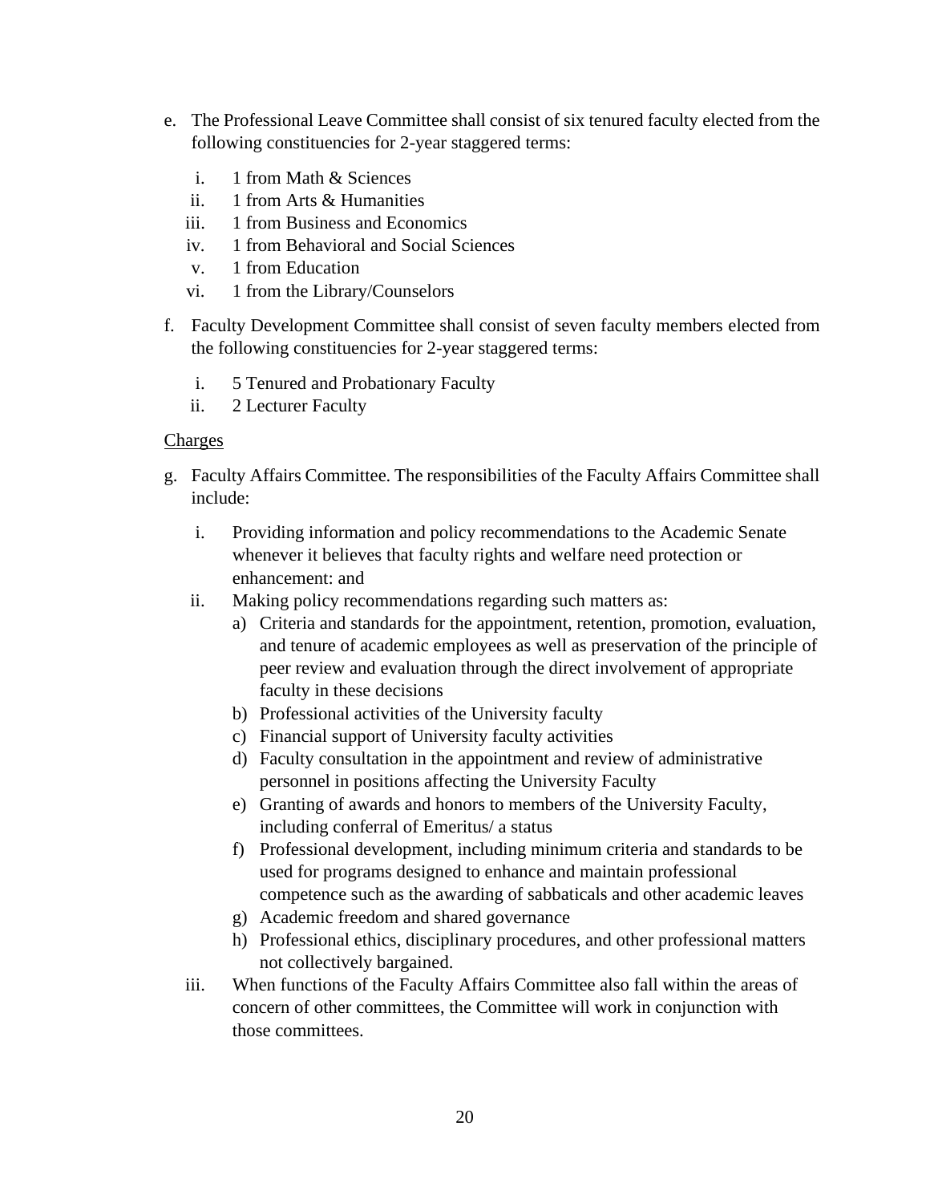e. The Professional Leave Committee shall consist of six tenured faculty elected from the following constituencies for 2-year staggered terms:

   i. 1 from Math & Sciences
   ii. 1 from Arts & Humanities
   iii. 1 from Business and Economics
   iv. 1 from Behavioral and Social Sciences
   v. 1 from Education
   vi. 1 from the Library/Counselors

f. Faculty Development Committee shall consist of seven faculty members elected from the following constituencies for 2-year staggered terms:

   i. 5 Tenured and Probationary Faculty
   ii. 2 Lecturer Faculty

<u>Charges</u>

g. Faculty Affairs Committee. The responsibilities of the Faculty Affairs Committee shall include:

   i. Providing information and policy recommendations to the Academic Senate whenever it believes that faculty rights and welfare need protection or enhancement: and
   ii. Making policy recommendations regarding such matters as:
      a) Criteria and standards for the appointment, retention, promotion, evaluation, and tenure of academic employees as well as preservation of the principle of peer review and evaluation through the direct involvement of appropriate faculty in these decisions
      b) Professional activities of the University faculty
      c) Financial support of University faculty activities
      d) Faculty consultation in the appointment and review of administrative personnel in positions affecting the University Faculty
      e) Granting of awards and honors to members of the University Faculty, including conferral of Emeritus/ a status
      f) Professional development, including minimum criteria and standards to be used for programs designed to enhance and maintain professional competence such as the awarding of sabbaticals and other academic leaves
      g) Academic freedom and shared governance
      h) Professional ethics, disciplinary procedures, and other professional matters not collectively bargained.
   iii. When functions of the Faculty Affairs Committee also fall within the areas of concern of other committees, the Committee will work in conjunction with those committees.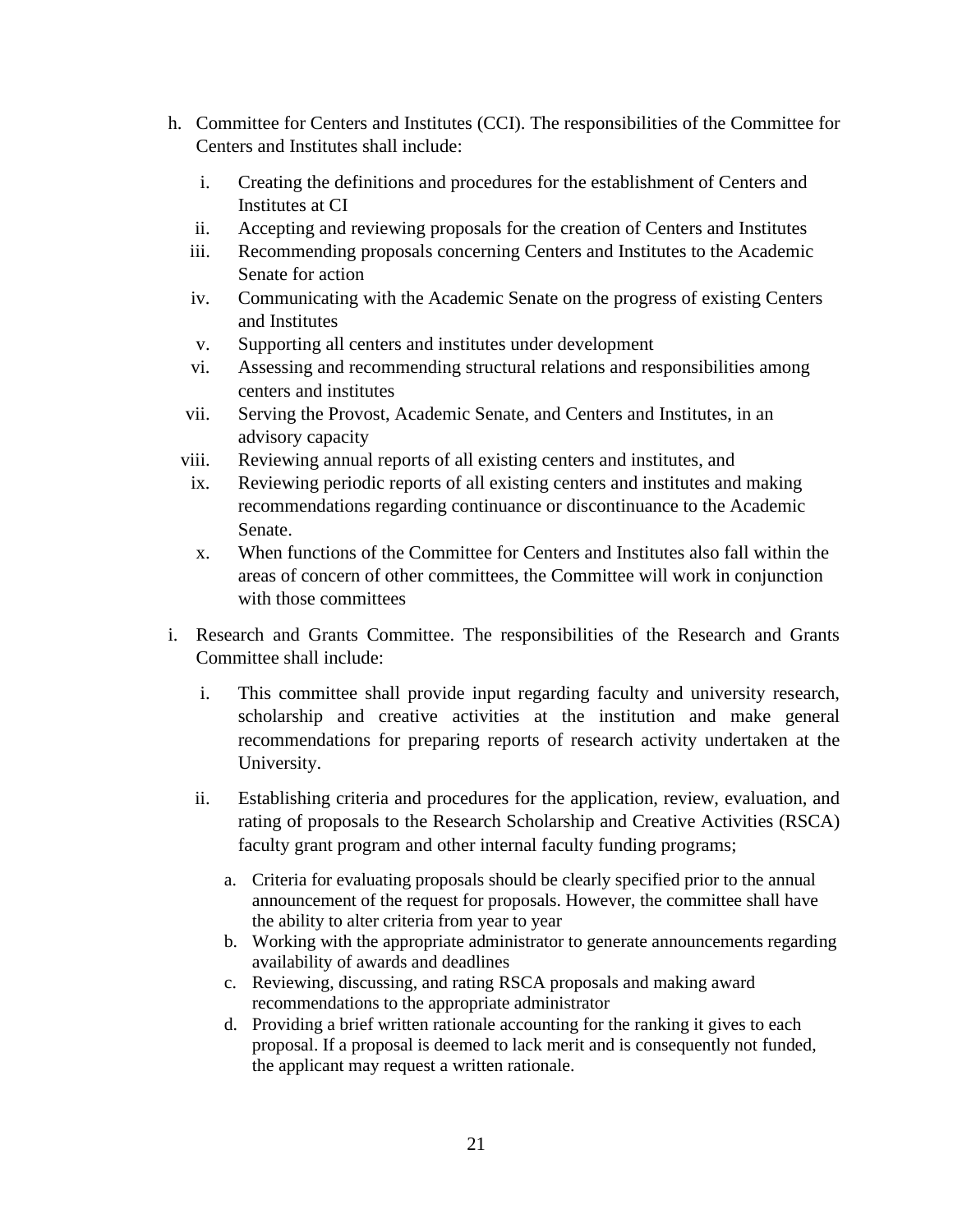h. Committee for Centers and Institutes (CCI). The responsibilities of the Committee for Centers and Institutes shall include:

   i. Creating the definitions and procedures for the establishment of Centers and Institutes at CI
   ii. Accepting and reviewing proposals for the creation of Centers and Institutes
   iii. Recommending proposals concerning Centers and Institutes to the Academic Senate for action
   iv. Communicating with the Academic Senate on the progress of existing Centers and Institutes
   v. Supporting all centers and institutes under development
   vi. Assessing and recommending structural relations and responsibilities among centers and institutes
   vii. Serving the Provost, Academic Senate, and Centers and Institutes, in an advisory capacity
   viii. Reviewing annual reports of all existing centers and institutes, and
   ix. Reviewing periodic reports of all existing centers and institutes and making recommendations regarding continuance or discontinuance to the Academic Senate.
   x. When functions of the Committee for Centers and Institutes also fall within the areas of concern of other committees, the Committee will work in conjunction with those committees

i. Research and Grants Committee. The responsibilities of the Research and Grants Committee shall include:

   i. This committee shall provide input regarding faculty and university research, scholarship and creative activities at the institution and make general recommendations for preparing reports of research activity undertaken at the University.

   ii. Establishing criteria and procedures for the application, review, evaluation, and rating of proposals to the Research Scholarship and Creative Activities (RSCA) faculty grant program and other internal faculty funding programs;

      a. Criteria for evaluating proposals should be clearly specified prior to the annual announcement of the request for proposals. However, the committee shall have the ability to alter criteria from year to year
      b. Working with the appropriate administrator to generate announcements regarding availability of awards and deadlines
      c. Reviewing, discussing, and rating RSCA proposals and making award recommendations to the appropriate administrator
      d. Providing a brief written rationale accounting for the ranking it gives to each proposal. If a proposal is deemed to lack merit and is consequently not funded, the applicant may request a written rationale.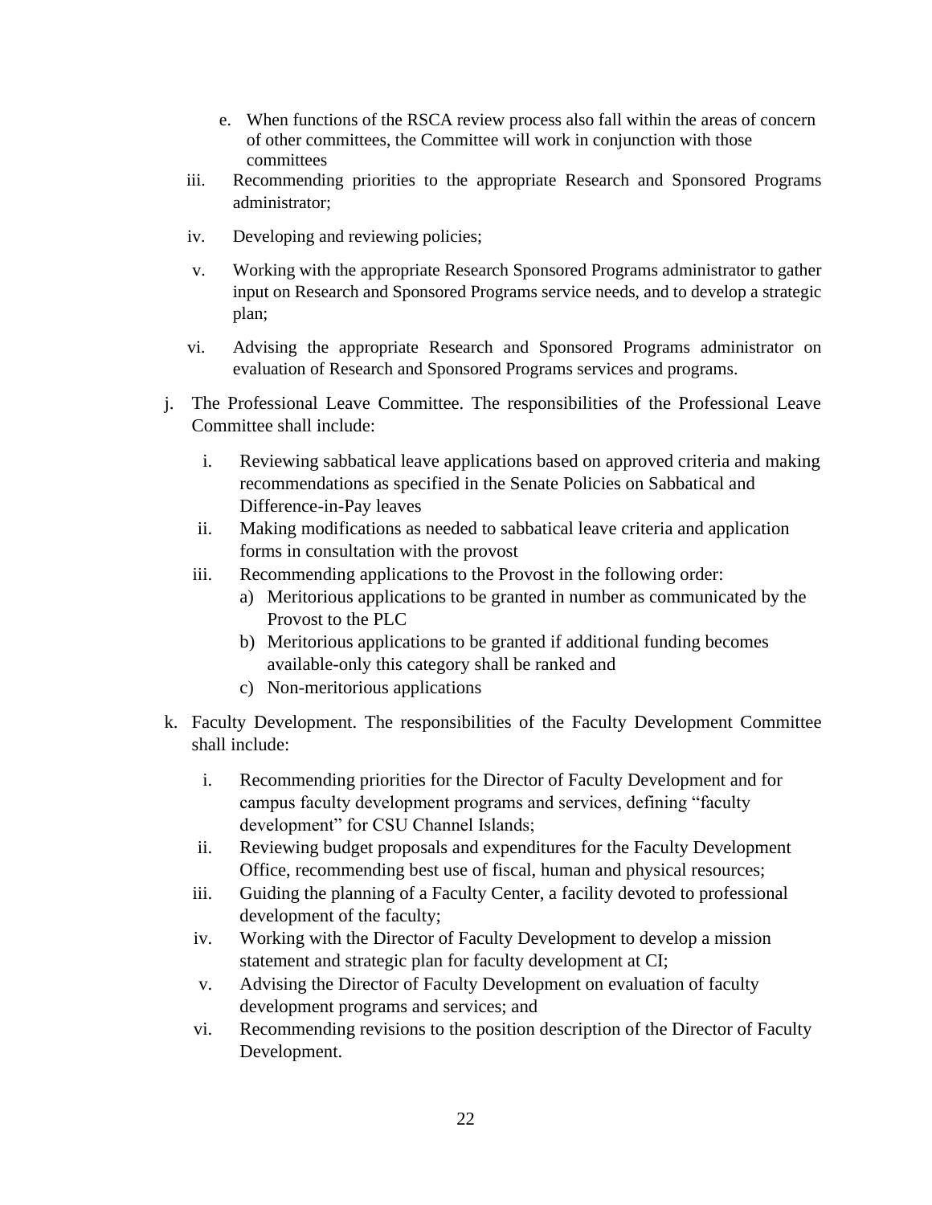e. When functions of the RSCA review process also fall within the areas of concern of other committees, the Committee will work in conjunction with those committees

   iii. Recommending priorities to the appropriate Research and Sponsored Programs administrator;

   iv. Developing and reviewing policies;

   v. Working with the appropriate Research Sponsored Programs administrator to gather input on Research and Sponsored Programs service needs, and to develop a strategic plan;

   vi. Advising the appropriate Research and Sponsored Programs administrator on evaluation of Research and Sponsored Programs services and programs.

j. The Professional Leave Committee. The responsibilities of the Professional Leave Committee shall include:

   i. Reviewing sabbatical leave applications based on approved criteria and making recommendations as specified in the Senate Policies on Sabbatical and Difference-in-Pay leaves
   ii. Making modifications as needed to sabbatical leave criteria and application forms in consultation with the provost
   iii. Recommending applications to the Provost in the following order:
      a) Meritorious applications to be granted in number as communicated by the Provost to the PLC
      b) Meritorious applications to be granted if additional funding becomes available-only this category shall be ranked and
      c) Non-meritorious applications

k. Faculty Development. The responsibilities of the Faculty Development Committee shall include:

   i. Recommending priorities for the Director of Faculty Development and for campus faculty development programs and services, defining "faculty development" for CSU Channel Islands;
   ii. Reviewing budget proposals and expenditures for the Faculty Development Office, recommending best use of fiscal, human and physical resources;
   iii. Guiding the planning of a Faculty Center, a facility devoted to professional development of the faculty;
   iv. Working with the Director of Faculty Development to develop a mission statement and strategic plan for faculty development at CI;
   v. Advising the Director of Faculty Development on evaluation of faculty development programs and services; and
   vi. Recommending revisions to the position description of the Director of Faculty Development.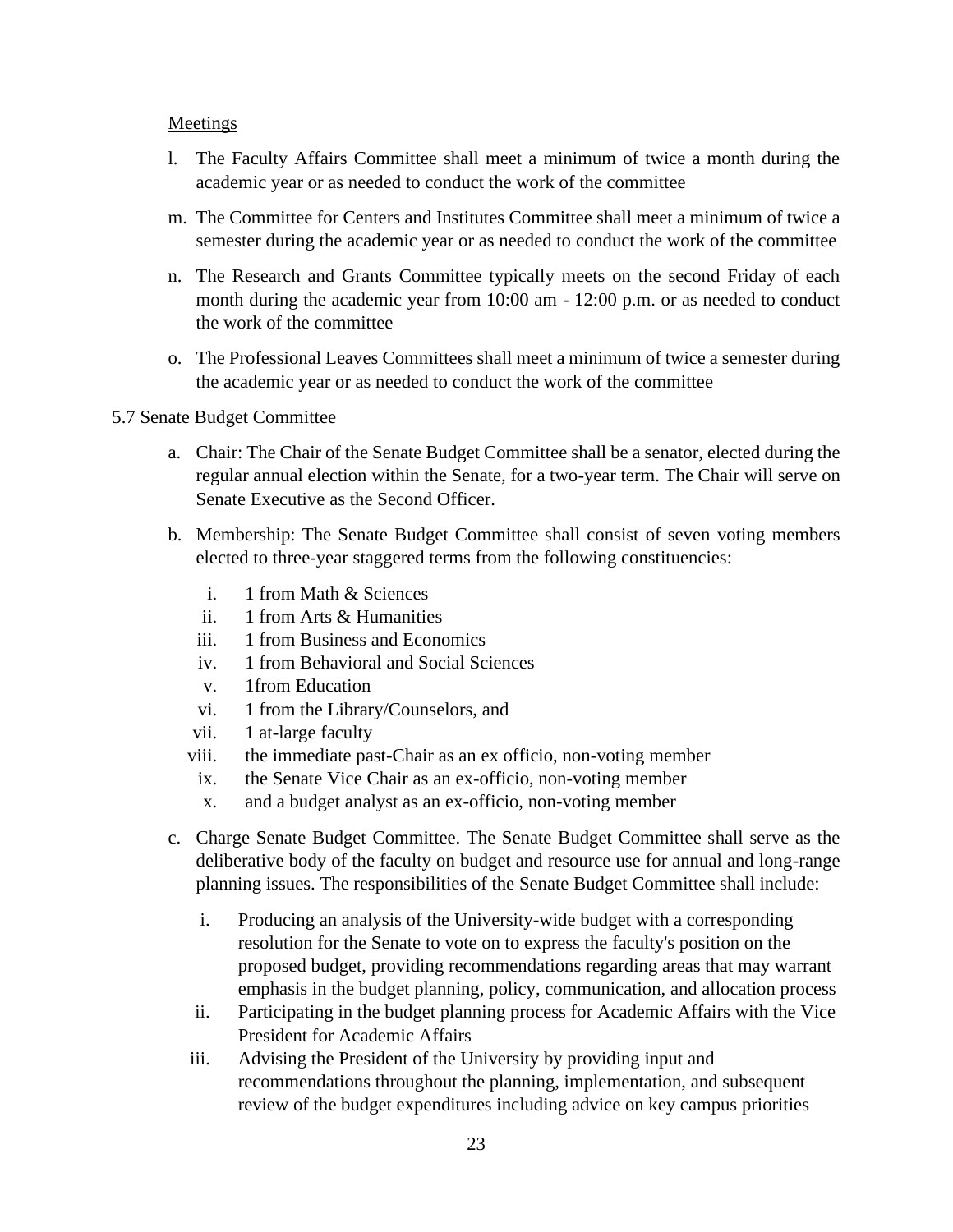<u>Meetings</u>

l. The Faculty Affairs Committee shall meet a minimum of twice a month during the academic year or as needed to conduct the work of the committee

m. The Committee for Centers and Institutes Committee shall meet a minimum of twice a semester during the academic year or as needed to conduct the work of the committee

n. The Research and Grants Committee typically meets on the second Friday of each month during the academic year from 10:00 am - 12:00 p.m. or as needed to conduct the work of the committee

o. The Professional Leaves Committees shall meet a minimum of twice a semester during the academic year or as needed to conduct the work of the committee

5.7 Senate Budget Committee

a. Chair: The Chair of the Senate Budget Committee shall be a senator, elected during the regular annual election within the Senate, for a two-year term. The Chair will serve on Senate Executive as the Second Officer.

b. Membership: The Senate Budget Committee shall consist of seven voting members elected to three-year staggered terms from the following constituencies:

   i. 1 from Math & Sciences
   ii. 1 from Arts & Humanities
   iii. 1 from Business and Economics
   iv. 1 from Behavioral and Social Sciences
   v. 1from Education
   vi. 1 from the Library/Counselors, and
   vii. 1 at-large faculty
   viii. the immediate past-Chair as an ex officio, non-voting member
   ix. the Senate Vice Chair as an ex-officio, non-voting member
   x. and a budget analyst as an ex-officio, non-voting member

c. Charge Senate Budget Committee. The Senate Budget Committee shall serve as the deliberative body of the faculty on budget and resource use for annual and long-range planning issues. The responsibilities of the Senate Budget Committee shall include:

   i. Producing an analysis of the University-wide budget with a corresponding resolution for the Senate to vote on to express the faculty's position on the proposed budget, providing recommendations regarding areas that may warrant emphasis in the budget planning, policy, communication, and allocation process
   ii. Participating in the budget planning process for Academic Affairs with the Vice President for Academic Affairs
   iii. Advising the President of the University by providing input and recommendations throughout the planning, implementation, and subsequent review of the budget expenditures including advice on key campus priorities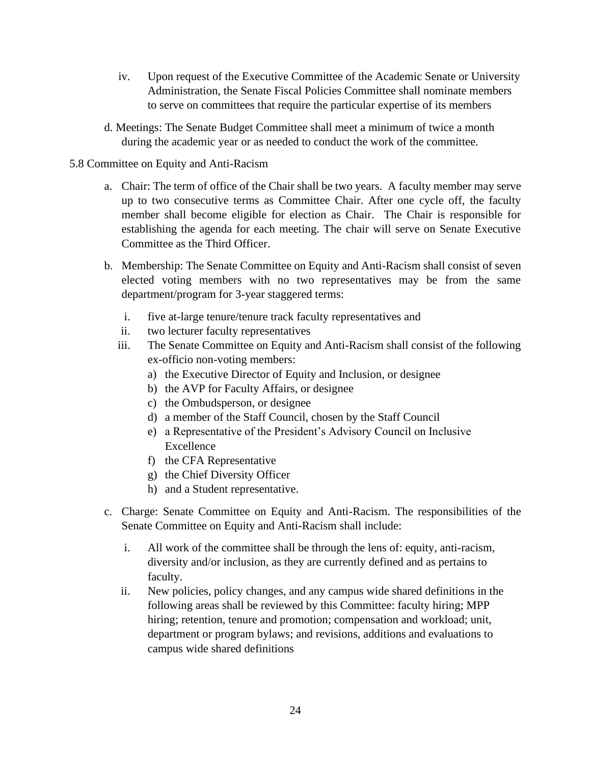iv. Upon request of the Executive Committee of the Academic Senate or University Administration, the Senate Fiscal Policies Committee shall nominate members to serve on committees that require the particular expertise of its members

d. Meetings: The Senate Budget Committee shall meet a minimum of twice a month during the academic year or as needed to conduct the work of the committee.

5.8 Committee on Equity and Anti-Racism

a. Chair: The term of office of the Chair shall be two years. A faculty member may serve up to two consecutive terms as Committee Chair. After one cycle off, the faculty member shall become eligible for election as Chair. The Chair is responsible for establishing the agenda for each meeting. The chair will serve on Senate Executive Committee as the Third Officer.

b. Membership: The Senate Committee on Equity and Anti-Racism shall consist of seven elected voting members with no two representatives may be from the same department/program for 3-year staggered terms:

   i. five at-large tenure/tenure track faculty representatives and
   ii. two lecturer faculty representatives
   iii. The Senate Committee on Equity and Anti-Racism shall consist of the following ex-officio non-voting members:
      a) the Executive Director of Equity and Inclusion, or designee
      b) the AVP for Faculty Affairs, or designee
      c) the Ombudsperson, or designee
      d) a member of the Staff Council, chosen by the Staff Council
      e) a Representative of the President's Advisory Council on Inclusive Excellence
      f) the CFA Representative
      g) the Chief Diversity Officer
      h) and a Student representative.

c. Charge: Senate Committee on Equity and Anti-Racism. The responsibilities of the Senate Committee on Equity and Anti-Racism shall include:

   i. All work of the committee shall be through the lens of: equity, anti-racism, diversity and/or inclusion, as they are currently defined and as pertains to faculty.
   ii. New policies, policy changes, and any campus wide shared definitions in the following areas shall be reviewed by this Committee: faculty hiring; MPP hiring; retention, tenure and promotion; compensation and workload; unit, department or program bylaws; and revisions, additions and evaluations to campus wide shared definitions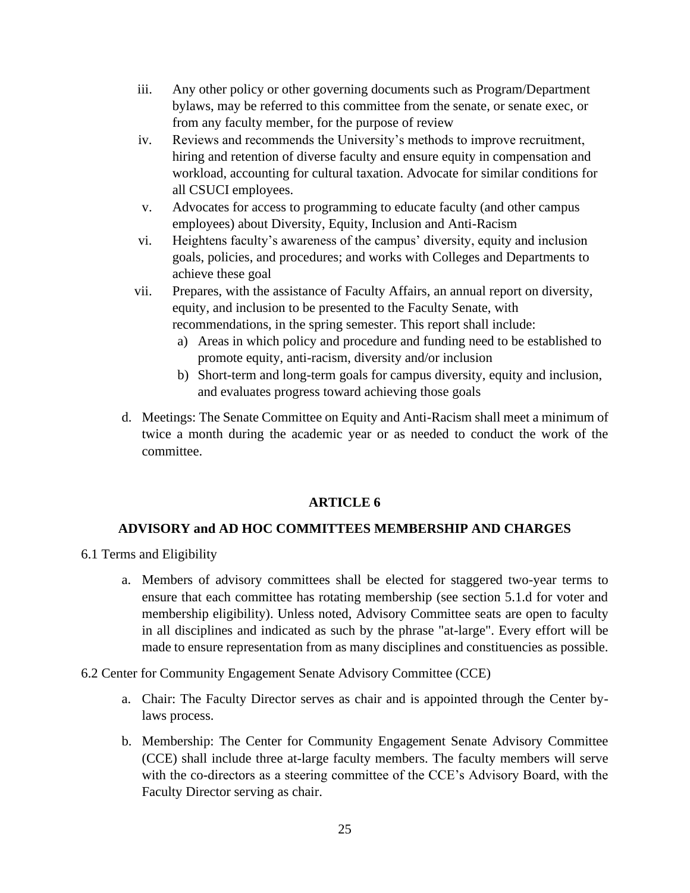iii. Any other policy or other governing documents such as Program/Department bylaws, may be referred to this committee from the senate, or senate exec, or from any faculty member, for the purpose of review

iv. Reviews and recommends the University's methods to improve recruitment, hiring and retention of diverse faculty and ensure equity in compensation and workload, accounting for cultural taxation. Advocate for similar conditions for all CSUCI employees.

v. Advocates for access to programming to educate faculty (and other campus employees) about Diversity, Equity, Inclusion and Anti-Racism

vi. Heightens faculty's awareness of the campus' diversity, equity and inclusion goals, policies, and procedures; and works with Colleges and Departments to achieve these goal

vii. Prepares, with the assistance of Faculty Affairs, an annual report on diversity, equity, and inclusion to be presented to the Faculty Senate, with recommendations, in the spring semester. This report shall include:

   a) Areas in which policy and procedure and funding need to be established to promote equity, anti-racism, diversity and/or inclusion

   b) Short-term and long-term goals for campus diversity, equity and inclusion, and evaluates progress toward achieving those goals

d. Meetings: The Senate Committee on Equity and Anti-Racism shall meet a minimum of twice a month during the academic year or as needed to conduct the work of the committee.

## ARTICLE 6

## ADVISORY and AD HOC COMMITTEES MEMBERSHIP AND CHARGES

6.1 Terms and Eligibility

a. Members of advisory committees shall be elected for staggered two-year terms to ensure that each committee has rotating membership (see section 5.1.d for voter and membership eligibility). Unless noted, Advisory Committee seats are open to faculty in all disciplines and indicated as such by the phrase "at-large". Every effort will be made to ensure representation from as many disciplines and constituencies as possible.

6.2 Center for Community Engagement Senate Advisory Committee (CCE)

a. Chair: The Faculty Director serves as chair and is appointed through the Center by-laws process.

b. Membership: The Center for Community Engagement Senate Advisory Committee (CCE) shall include three at-large faculty members. The faculty members will serve with the co-directors as a steering committee of the CCE's Advisory Board, with the Faculty Director serving as chair.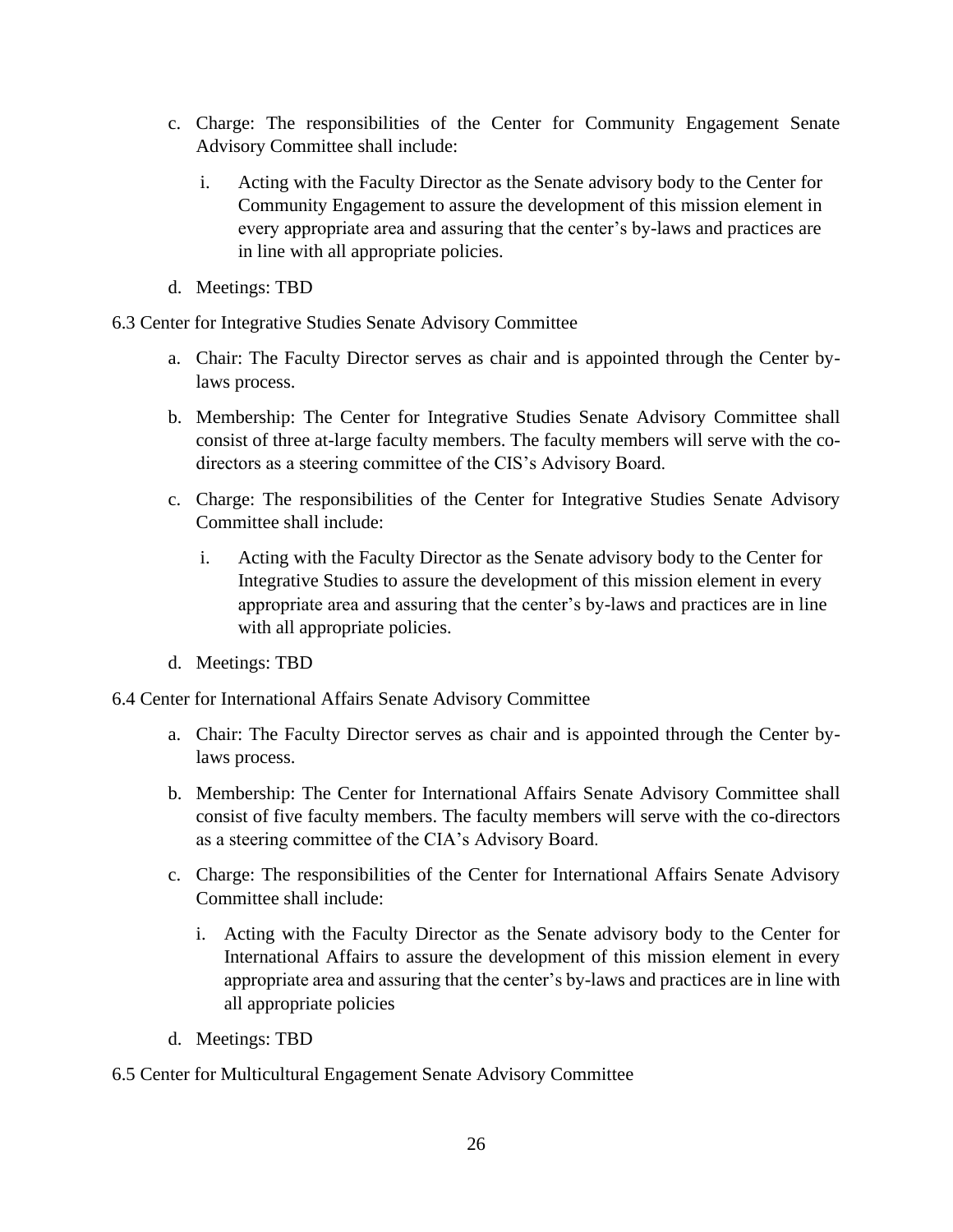c. Charge: The responsibilities of the Center for Community Engagement Senate Advisory Committee shall include:

   i. Acting with the Faculty Director as the Senate advisory body to the Center for Community Engagement to assure the development of this mission element in every appropriate area and assuring that the center's by-laws and practices are in line with all appropriate policies.

d. Meetings: TBD

6.3 Center for Integrative Studies Senate Advisory Committee

a. Chair: The Faculty Director serves as chair and is appointed through the Center by-laws process.

b. Membership: The Center for Integrative Studies Senate Advisory Committee shall consist of three at-large faculty members. The faculty members will serve with the co-directors as a steering committee of the CIS's Advisory Board.

c. Charge: The responsibilities of the Center for Integrative Studies Senate Advisory Committee shall include:

   i. Acting with the Faculty Director as the Senate advisory body to the Center for Integrative Studies to assure the development of this mission element in every appropriate area and assuring that the center's by-laws and practices are in line with all appropriate policies.

d. Meetings: TBD

6.4 Center for International Affairs Senate Advisory Committee

a. Chair: The Faculty Director serves as chair and is appointed through the Center by-laws process.

b. Membership: The Center for International Affairs Senate Advisory Committee shall consist of five faculty members. The faculty members will serve with the co-directors as a steering committee of the CIA's Advisory Board.

c. Charge: The responsibilities of the Center for International Affairs Senate Advisory Committee shall include:

   i. Acting with the Faculty Director as the Senate advisory body to the Center for International Affairs to assure the development of this mission element in every appropriate area and assuring that the center's by-laws and practices are in line with all appropriate policies

d. Meetings: TBD

6.5 Center for Multicultural Engagement Senate Advisory Committee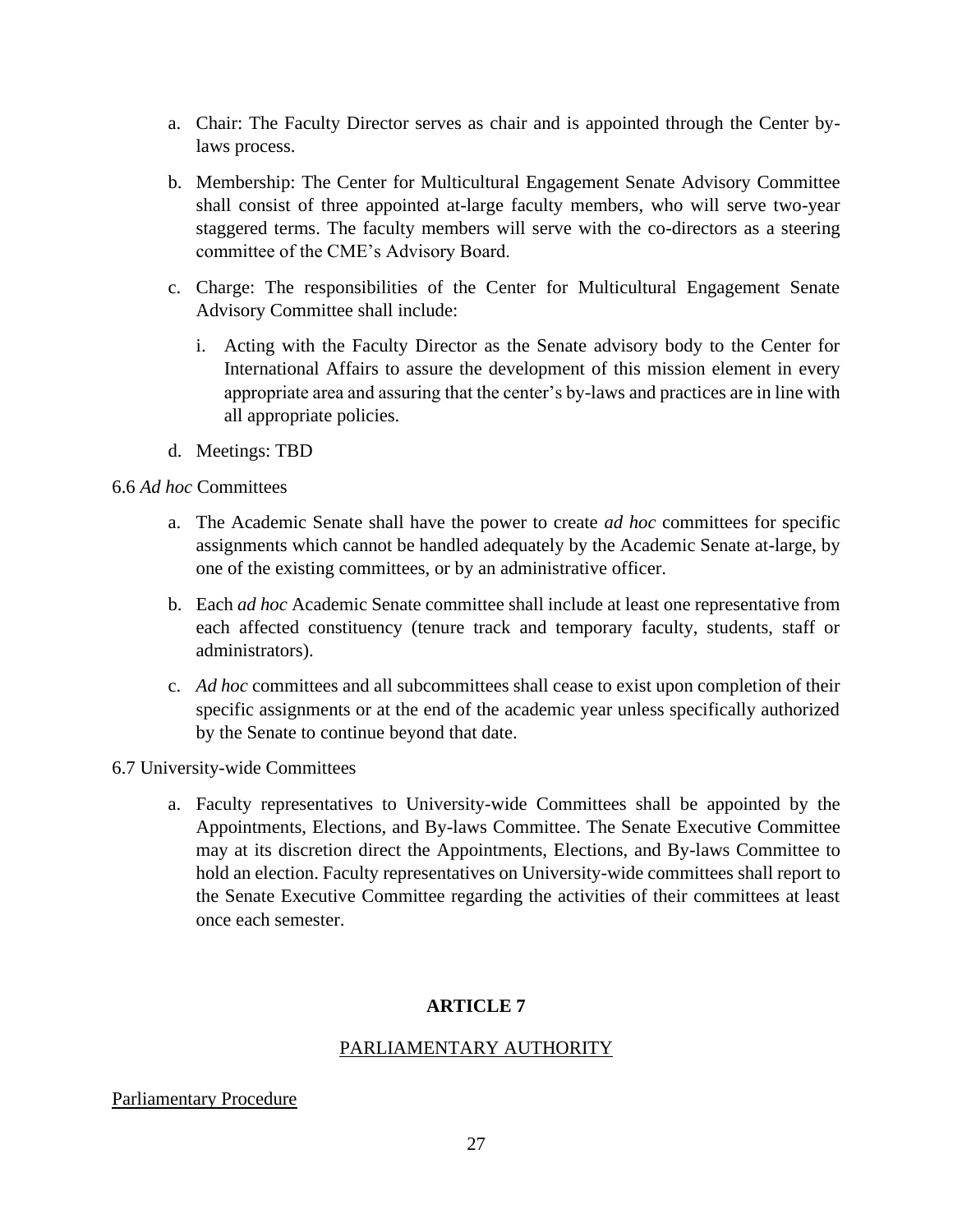a. Chair: The Faculty Director serves as chair and is appointed through the Center by-laws process.

b. Membership: The Center for Multicultural Engagement Senate Advisory Committee shall consist of three appointed at-large faculty members, who will serve two-year staggered terms. The faculty members will serve with the co-directors as a steering committee of the CME's Advisory Board.

c. Charge: The responsibilities of the Center for Multicultural Engagement Senate Advisory Committee shall include:

   i. Acting with the Faculty Director as the Senate advisory body to the Center for International Affairs to assure the development of this mission element in every appropriate area and assuring that the center's by-laws and practices are in line with all appropriate policies.

d. Meetings: TBD

6.6 *Ad hoc* Committees

a. The Academic Senate shall have the power to create *ad hoc* committees for specific assignments which cannot be handled adequately by the Academic Senate at-large, by one of the existing committees, or by an administrative officer.

b. Each *ad hoc* Academic Senate committee shall include at least one representative from each affected constituency (tenure track and temporary faculty, students, staff or administrators).

c. *Ad hoc* committees and all subcommittees shall cease to exist upon completion of their specific assignments or at the end of the academic year unless specifically authorized by the Senate to continue beyond that date.

6.7 University-wide Committees

a. Faculty representatives to University-wide Committees shall be appointed by the Appointments, Elections, and By-laws Committee. The Senate Executive Committee may at its discretion direct the Appointments, Elections, and By-laws Committee to hold an election. Faculty representatives on University-wide committees shall report to the Senate Executive Committee regarding the activities of their committees at least once each semester.

## ARTICLE 7

## PARLIAMENTARY AUTHORITY

Parliamentary Procedure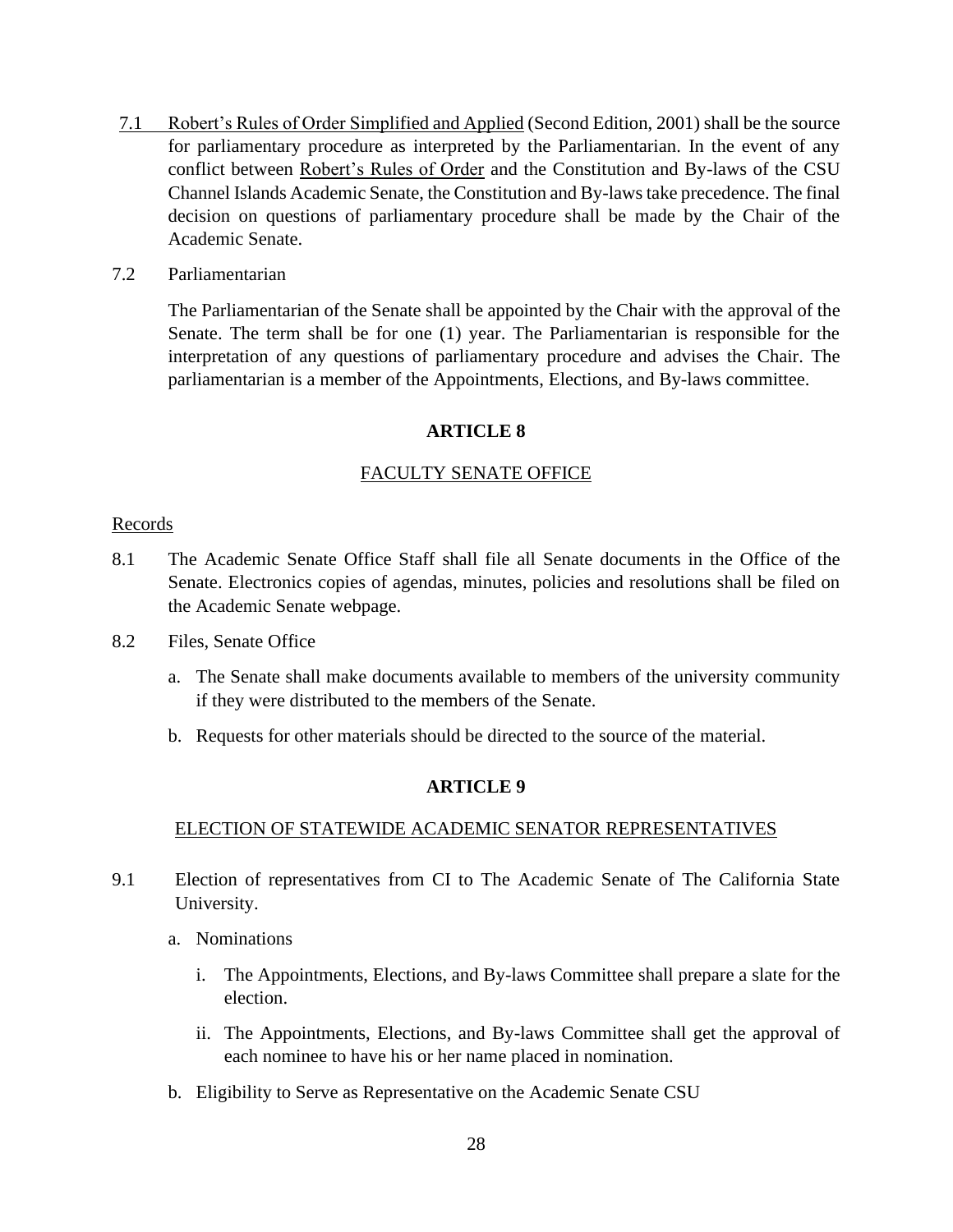7.1 Robert's Rules of Order Simplified and Applied (Second Edition, 2001) shall be the source for parliamentary procedure as interpreted by the Parliamentarian. In the event of any conflict between Robert's Rules of Order and the Constitution and By-laws of the CSU Channel Islands Academic Senate, the Constitution and By-laws take precedence. The final decision on questions of parliamentary procedure shall be made by the Chair of the Academic Senate.

7.2 Parliamentarian

The Parliamentarian of the Senate shall be appointed by the Chair with the approval of the Senate. The term shall be for one (1) year. The Parliamentarian is responsible for the interpretation of any questions of parliamentary procedure and advises the Chair. The parliamentarian is a member of the Appointments, Elections, and By-laws committee.

## ARTICLE 8

### FACULTY SENATE OFFICE

Records

8.1 The Academic Senate Office Staff shall file all Senate documents in the Office of the Senate. Electronics copies of agendas, minutes, policies and resolutions shall be filed on the Academic Senate webpage.

8.2 Files, Senate Office

a. The Senate shall make documents available to members of the university community if they were distributed to the members of the Senate.

b. Requests for other materials should be directed to the source of the material.

## ARTICLE 9

### ELECTION OF STATEWIDE ACADEMIC SENATOR REPRESENTATIVES

9.1 Election of representatives from CI to The Academic Senate of The California State University.

a. Nominations

i. The Appointments, Elections, and By-laws Committee shall prepare a slate for the election.

ii. The Appointments, Elections, and By-laws Committee shall get the approval of each nominee to have his or her name placed in nomination.

b. Eligibility to Serve as Representative on the Academic Senate CSU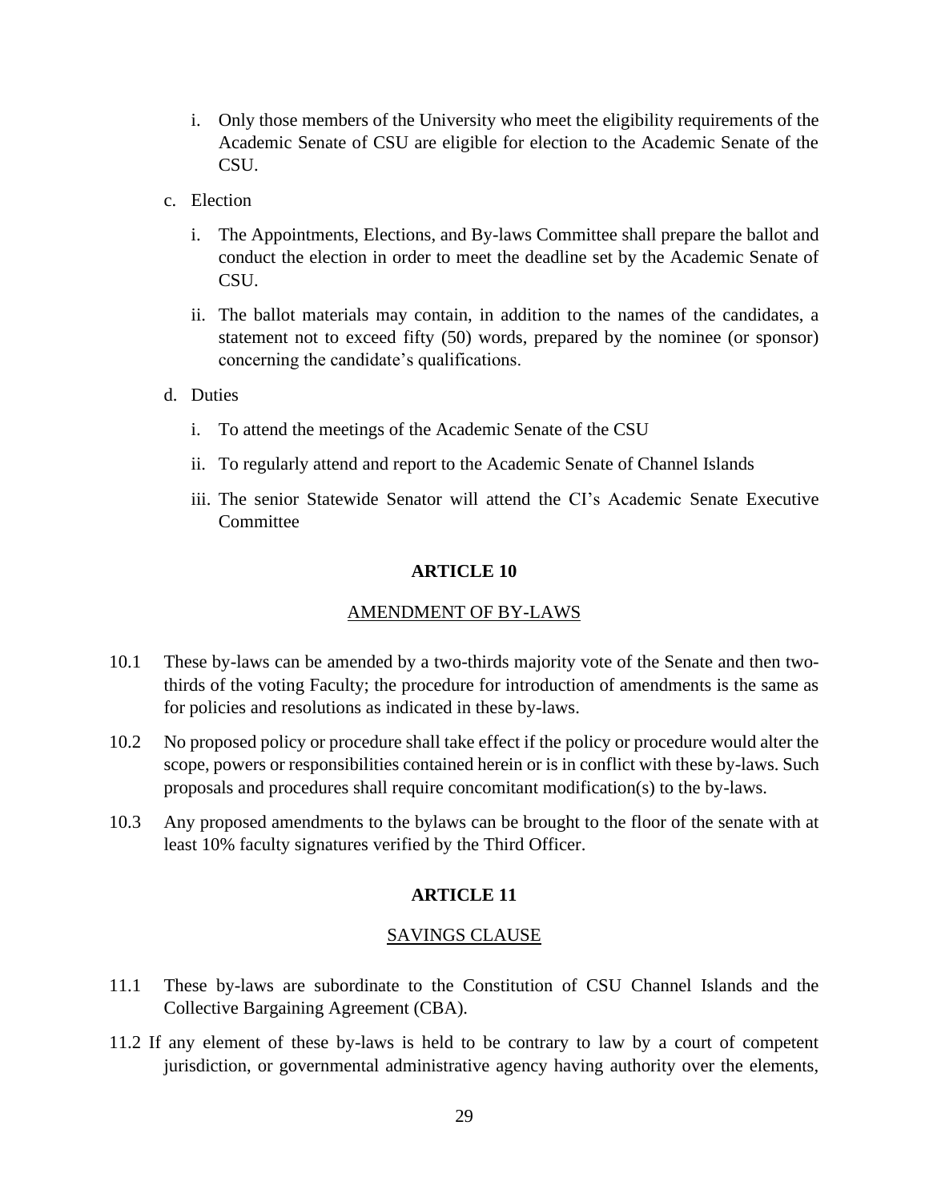i. Only those members of the University who meet the eligibility requirements of the Academic Senate of CSU are eligible for election to the Academic Senate of the CSU.

c. Election

i. The Appointments, Elections, and By-laws Committee shall prepare the ballot and conduct the election in order to meet the deadline set by the Academic Senate of CSU.

ii. The ballot materials may contain, in addition to the names of the candidates, a statement not to exceed fifty (50) words, prepared by the nominee (or sponsor) concerning the candidate's qualifications.

d. Duties

i. To attend the meetings of the Academic Senate of the CSU

ii. To regularly attend and report to the Academic Senate of Channel Islands

iii. The senior Statewide Senator will attend the CI's Academic Senate Executive Committee

## ARTICLE 10

### AMENDMENT OF BY-LAWS

10.1 These by-laws can be amended by a two-thirds majority vote of the Senate and then two-thirds of the voting Faculty; the procedure for introduction of amendments is the same as for policies and resolutions as indicated in these by-laws.

10.2 No proposed policy or procedure shall take effect if the policy or procedure would alter the scope, powers or responsibilities contained herein or is in conflict with these by-laws. Such proposals and procedures shall require concomitant modification(s) to the by-laws.

10.3 Any proposed amendments to the bylaws can be brought to the floor of the senate with at least 10% faculty signatures verified by the Third Officer.

## ARTICLE 11

### SAVINGS CLAUSE

11.1 These by-laws are subordinate to the Constitution of CSU Channel Islands and the Collective Bargaining Agreement (CBA).

11.2 If any element of these by-laws is held to be contrary to law by a court of competent jurisdiction, or governmental administrative agency having authority over the elements,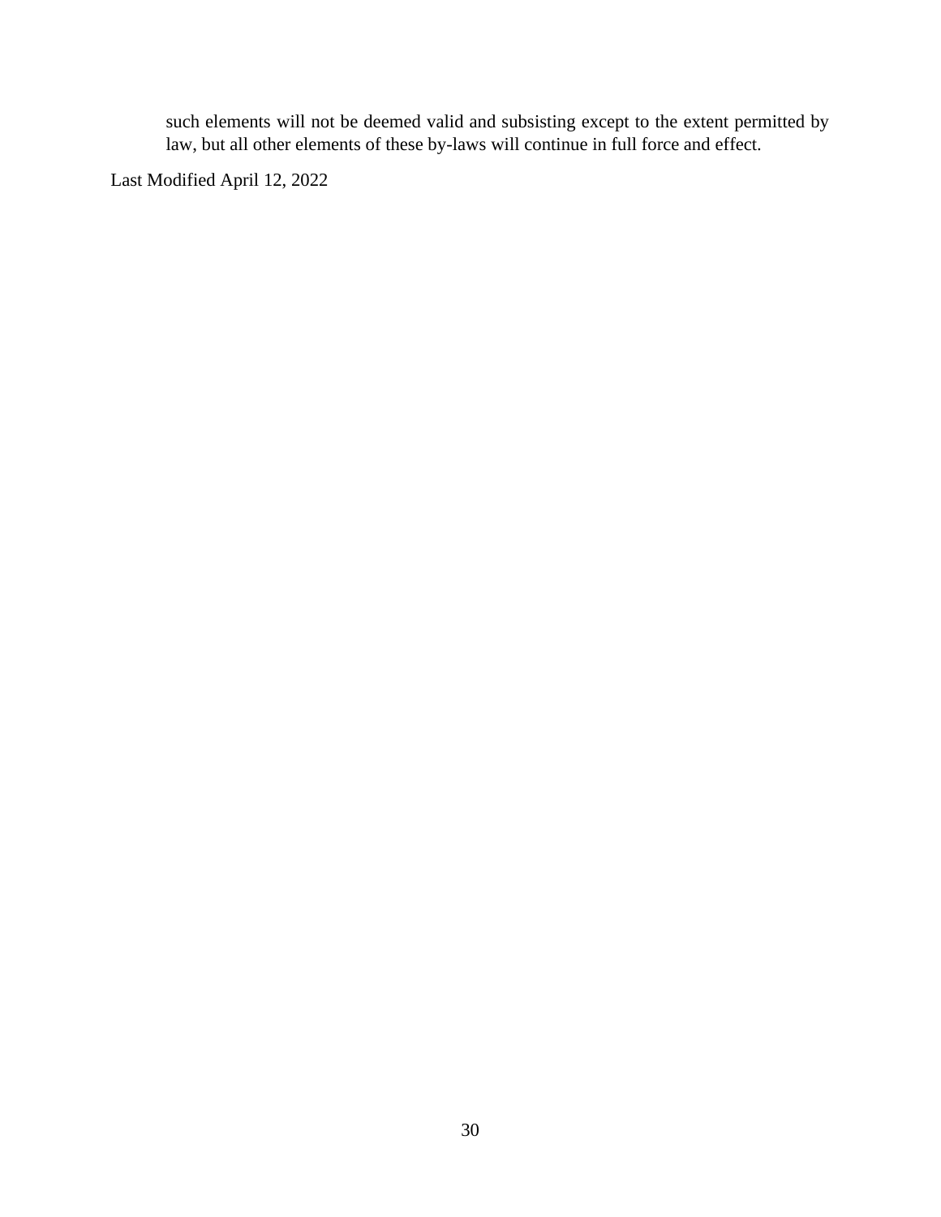such elements will not be deemed valid and subsisting except to the extent permitted by law, but all other elements of these by-laws will continue in full force and effect.

Last Modified April 12, 2022